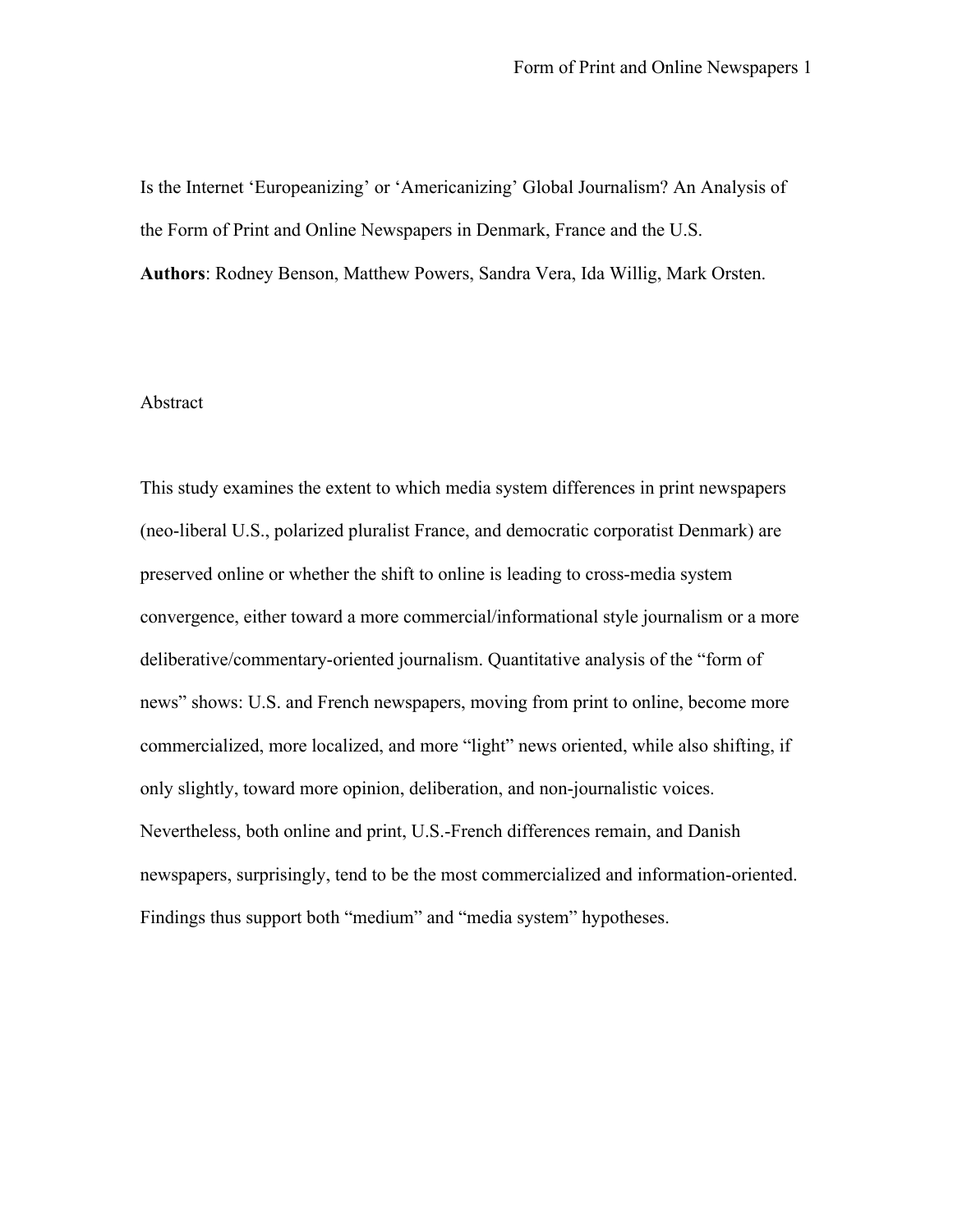# Is the Internet 'Europeanizing' or 'Americanizing' Global Journalism? An Analysis of the Form of Print and Online Newspapers in Denmark, France and the U.S.

**Authors**: Rodney Benson, Matthew Powers, Sandra Vera, Ida Willig, Mark Orsten.

## Abstract

This study examines the extent to which media system differences in print newspapers (neo-liberal U.S., polarized pluralist France, and democratic corporatist Denmark) are preserved online or whether the shift to online is leading to cross-media system convergence, either toward a more commercial/informational style journalism or a more deliberative/commentary-oriented journalism. Quantitative analysis of the "form of news" shows: U.S. and French newspapers, moving from print to online, become more commercialized, more localized, and more "light" news oriented, while also shifting, if only slightly, toward more opinion, deliberation, and non-journalistic voices. Nevertheless, both online and print, U.S.-French differences remain, and Danish newspapers, surprisingly, tend to be the most commercialized and information-oriented. Findings thus support both "medium" and "media system" hypotheses.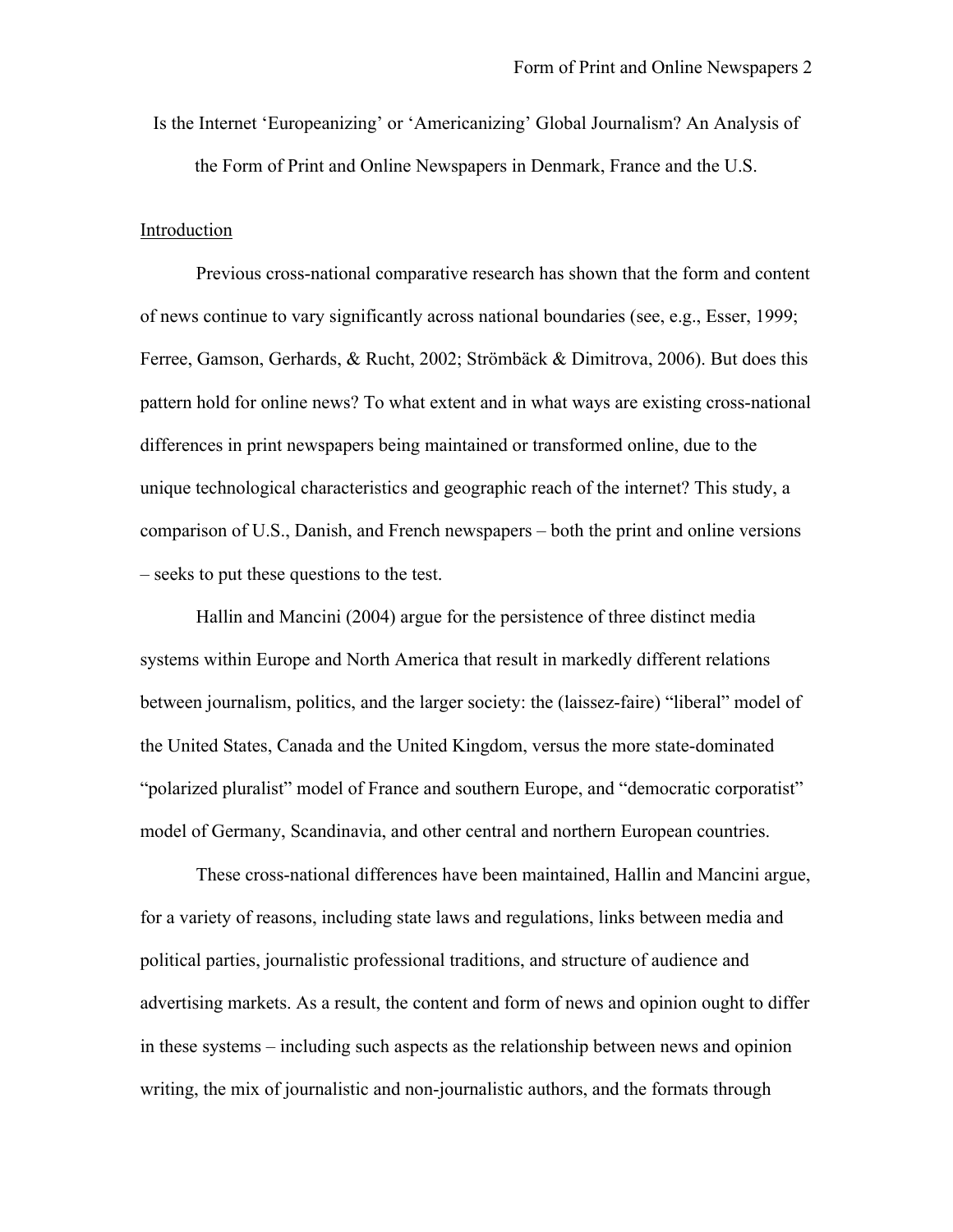# Is the Internet 'Europeanizing' or 'Americanizing' Global Journalism? An Analysis of the Form of Print and Online Newspapers in Denmark, France and the U.S.

## Introduction

Previous cross-national comparative research has shown that the form and content of news continue to vary significantly across national boundaries (see, e.g., Esser, 1999; Ferree, Gamson, Gerhards, & Rucht, 2002; Strömbäck & Dimitrova, 2006). But does this pattern hold for online news? To what extent and in what ways are existing cross-national differences in print newspapers being maintained or transformed online, due to the unique technological characteristics and geographic reach of the internet? This study, a comparison of U.S., Danish, and French newspapers – both the print and online versions – seeks to put these questions to the test.

Hallin and Mancini (2004) argue for the persistence of three distinct media systems within Europe and North America that result in markedly different relations between journalism, politics, and the larger society: the (laissez-faire) "liberal" model of the United States, Canada and the United Kingdom, versus the more state-dominated "polarized pluralist" model of France and southern Europe, and "democratic corporatist" model of Germany, Scandinavia, and other central and northern European countries.

These cross-national differences have been maintained, Hallin and Mancini argue, for a variety of reasons, including state laws and regulations, links between media and political parties, journalistic professional traditions, and structure of audience and advertising markets. As a result, the content and form of news and opinion ought to differ in these systems – including such aspects as the relationship between news and opinion writing, the mix of journalistic and non-journalistic authors, and the formats through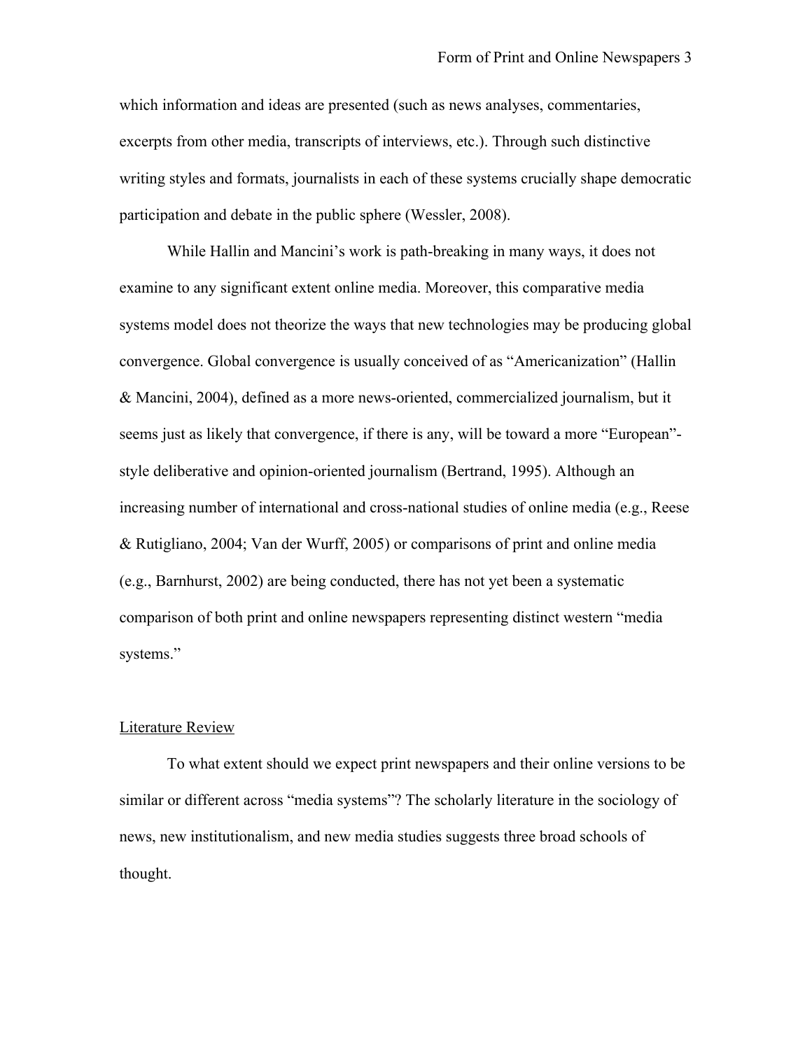which information and ideas are presented (such as news analyses, commentaries, excerpts from other media, transcripts of interviews, etc.). Through such distinctive writing styles and formats, journalists in each of these systems crucially shape democratic participation and debate in the public sphere (Wessler, 2008).

While Hallin and Mancini's work is path-breaking in many ways, it does not examine to any significant extent online media. Moreover, this comparative media systems model does not theorize the ways that new technologies may be producing global convergence. Global convergence is usually conceived of as "Americanization" (Hallin & Mancini, 2004), defined as a more news-oriented, commercialized journalism, but it seems just as likely that convergence, if there is any, will be toward a more "European"-style deliberative and opinion-oriented journalism (Bertrand, 1995). Although an increasing number of international and cross-national studies of online media (e.g., Reese & Rutigliano, 2004; Van der Wurff, 2005) or comparisons of print and online media (e.g., Barnhurst, 2002) are being conducted, there has not yet been a systematic comparison of both print and online newspapers representing distinct western "media systems."

## Literature Review

To what extent should we expect print newspapers and their online versions to be similar or different across "media systems"? The scholarly literature in the sociology of news, new institutionalism, and new media studies suggests three broad schools of thought.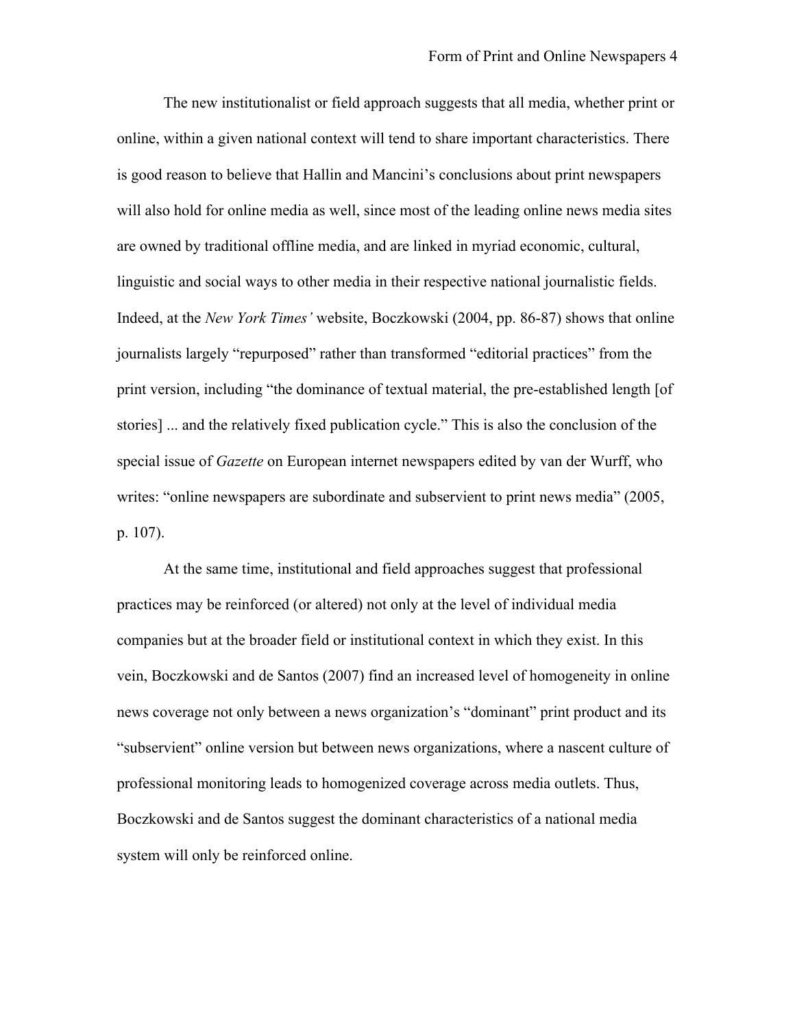The new institutionalist or field approach suggests that all media, whether print or online, within a given national context will tend to share important characteristics. There is good reason to believe that Hallin and Mancini's conclusions about print newspapers will also hold for online media as well, since most of the leading online news media sites are owned by traditional offline media, and are linked in myriad economic, cultural, linguistic and social ways to other media in their respective national journalistic fields. Indeed, at the *New York Times'* website, Boczkowski (2004, pp. 86-87) shows that online journalists largely "repurposed" rather than transformed "editorial practices" from the print version, including "the dominance of textual material, the pre-established length [of stories] ... and the relatively fixed publication cycle." This is also the conclusion of the special issue of *Gazette* on European internet newspapers edited by van der Wurff, who writes: "online newspapers are subordinate and subservient to print news media" (2005, p. 107).

At the same time, institutional and field approaches suggest that professional practices may be reinforced (or altered) not only at the level of individual media companies but at the broader field or institutional context in which they exist. In this vein, Boczkowski and de Santos (2007) find an increased level of homogeneity in online news coverage not only between a news organization's "dominant" print product and its "subservient" online version but between news organizations, where a nascent culture of professional monitoring leads to homogenized coverage across media outlets. Thus, Boczkowski and de Santos suggest the dominant characteristics of a national media system will only be reinforced online.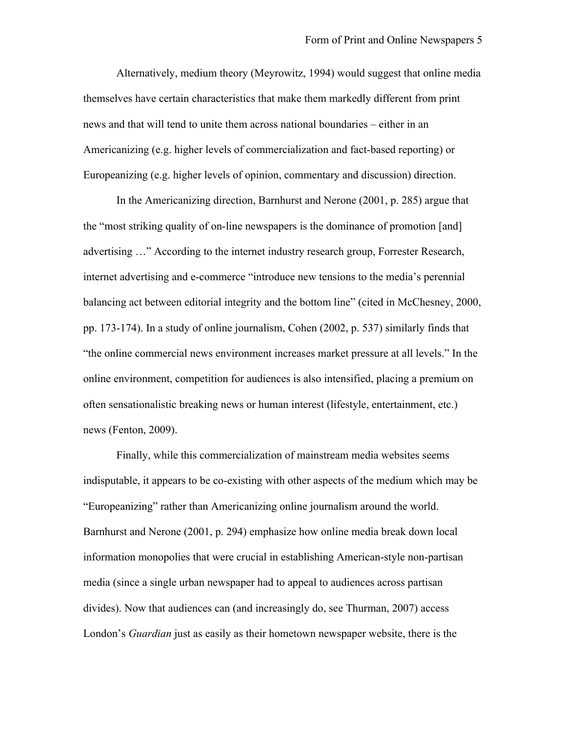Alternatively, medium theory (Meyrowitz, 1994) would suggest that online media themselves have certain characteristics that make them markedly different from print news and that will tend to unite them across national boundaries – either in an Americanizing (e.g. higher levels of commercialization and fact-based reporting) or Europeanizing (e.g. higher levels of opinion, commentary and discussion) direction.

In the Americanizing direction, Barnhurst and Nerone (2001, p. 285) argue that the "most striking quality of on-line newspapers is the dominance of promotion [and] advertising …" According to the internet industry research group, Forrester Research, internet advertising and e-commerce "introduce new tensions to the media's perennial balancing act between editorial integrity and the bottom line" (cited in McChesney, 2000, pp. 173-174). In a study of online journalism, Cohen (2002, p. 537) similarly finds that "the online commercial news environment increases market pressure at all levels." In the online environment, competition for audiences is also intensified, placing a premium on often sensationalistic breaking news or human interest (lifestyle, entertainment, etc.) news (Fenton, 2009).

Finally, while this commercialization of mainstream media websites seems indisputable, it appears to be co-existing with other aspects of the medium which may be "Europeanizing" rather than Americanizing online journalism around the world. Barnhurst and Nerone (2001, p. 294) emphasize how online media break down local information monopolies that were crucial in establishing American-style non-partisan media (since a single urban newspaper had to appeal to audiences across partisan divides). Now that audiences can (and increasingly do, see Thurman, 2007) access London's *Guardian* just as easily as their hometown newspaper website, there is the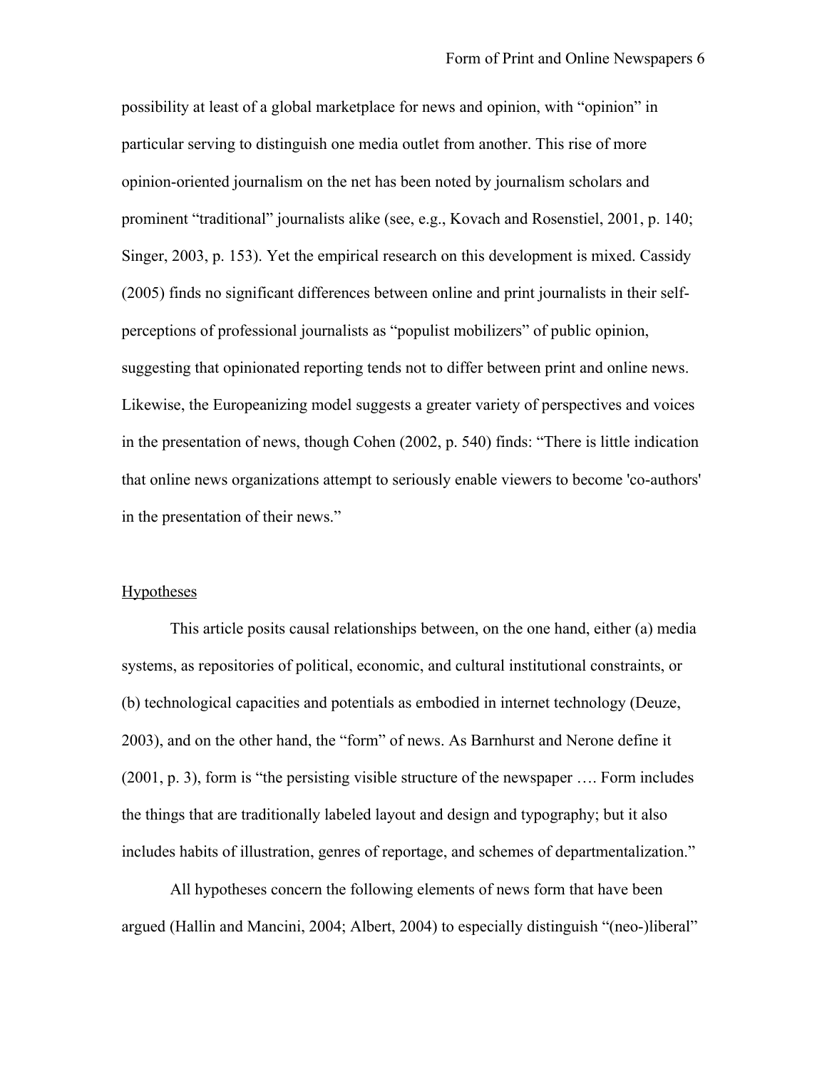possibility at least of a global marketplace for news and opinion, with "opinion" in particular serving to distinguish one media outlet from another. This rise of more opinion-oriented journalism on the net has been noted by journalism scholars and prominent "traditional" journalists alike (see, e.g., Kovach and Rosenstiel, 2001, p. 140; Singer, 2003, p. 153). Yet the empirical research on this development is mixed. Cassidy (2005) finds no significant differences between online and print journalists in their self-perceptions of professional journalists as "populist mobilizers" of public opinion, suggesting that opinionated reporting tends not to differ between print and online news. Likewise, the Europeanizing model suggests a greater variety of perspectives and voices in the presentation of news, though Cohen (2002, p. 540) finds: "There is little indication that online news organizations attempt to seriously enable viewers to become 'co-authors' in the presentation of their news."

## Hypotheses

This article posits causal relationships between, on the one hand, either (a) media systems, as repositories of political, economic, and cultural institutional constraints, or (b) technological capacities and potentials as embodied in internet technology (Deuze, 2003), and on the other hand, the "form" of news. As Barnhurst and Nerone define it (2001, p. 3), form is "the persisting visible structure of the newspaper …. Form includes the things that are traditionally labeled layout and design and typography; but it also includes habits of illustration, genres of reportage, and schemes of departmentalization."

All hypotheses concern the following elements of news form that have been argued (Hallin and Mancini, 2004; Albert, 2004) to especially distinguish "(neo-)liberal"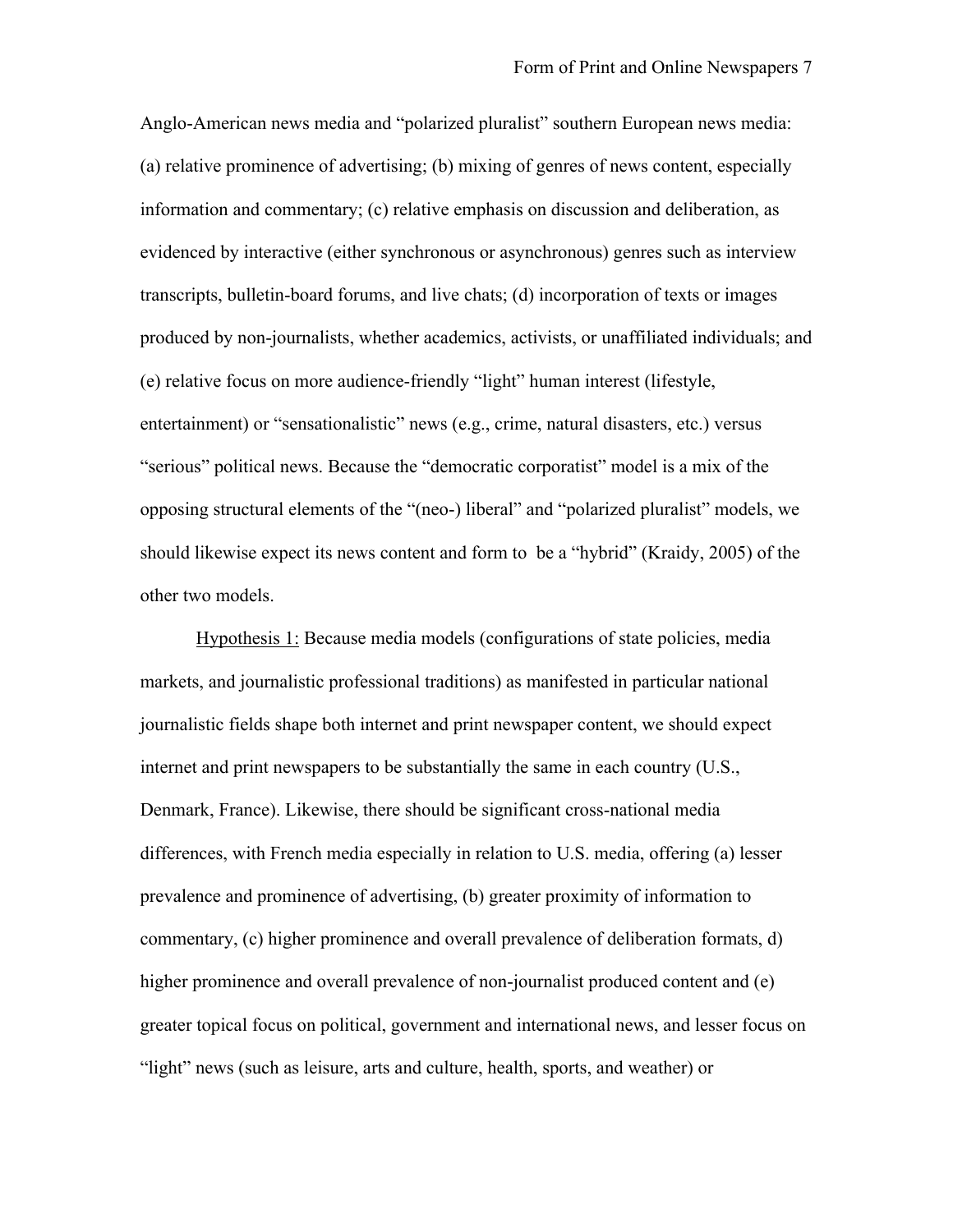Anglo-American news media and "polarized pluralist" southern European news media: (a) relative prominence of advertising; (b) mixing of genres of news content, especially information and commentary; (c) relative emphasis on discussion and deliberation, as evidenced by interactive (either synchronous or asynchronous) genres such as interview transcripts, bulletin-board forums, and live chats; (d) incorporation of texts or images produced by non-journalists, whether academics, activists, or unaffiliated individuals; and (e) relative focus on more audience-friendly "light" human interest (lifestyle, entertainment) or "sensationalistic" news (e.g., crime, natural disasters, etc.) versus "serious" political news. Because the "democratic corporatist" model is a mix of the opposing structural elements of the "(neo-) liberal" and "polarized pluralist" models, we should likewise expect its news content and form to  be a "hybrid" (Kraidy, 2005) of the other two models.

Hypothesis 1: Because media models (configurations of state policies, media markets, and journalistic professional traditions) as manifested in particular national journalistic fields shape both internet and print newspaper content, we should expect internet and print newspapers to be substantially the same in each country (U.S., Denmark, France). Likewise, there should be significant cross-national media differences, with French media especially in relation to U.S. media, offering (a) lesser prevalence and prominence of advertising, (b) greater proximity of information to commentary, (c) higher prominence and overall prevalence of deliberation formats, d) higher prominence and overall prevalence of non-journalist produced content and (e) greater topical focus on political, government and international news, and lesser focus on "light" news (such as leisure, arts and culture, health, sports, and weather) or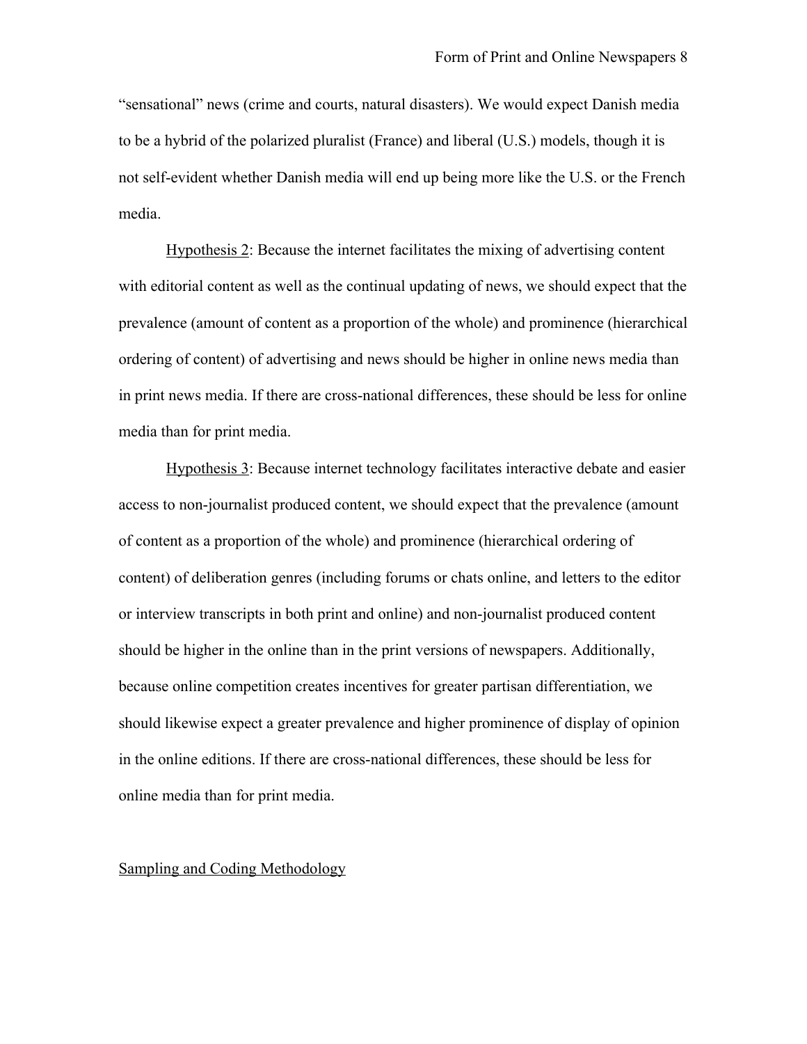"sensational" news (crime and courts, natural disasters). We would expect Danish media to be a hybrid of the polarized pluralist (France) and liberal (U.S.) models, though it is not self-evident whether Danish media will end up being more like the U.S. or the French media.

Hypothesis 2: Because the internet facilitates the mixing of advertising content with editorial content as well as the continual updating of news, we should expect that the prevalence (amount of content as a proportion of the whole) and prominence (hierarchical ordering of content) of advertising and news should be higher in online news media than in print news media. If there are cross-national differences, these should be less for online media than for print media.

Hypothesis 3: Because internet technology facilitates interactive debate and easier access to non-journalist produced content, we should expect that the prevalence (amount of content as a proportion of the whole) and prominence (hierarchical ordering of content) of deliberation genres (including forums or chats online, and letters to the editor or interview transcripts in both print and online) and non-journalist produced content should be higher in the online than in the print versions of newspapers. Additionally, because online competition creates incentives for greater partisan differentiation, we should likewise expect a greater prevalence and higher prominence of display of opinion in the online editions. If there are cross-national differences, these should be less for online media than for print media.

## Sampling and Coding Methodology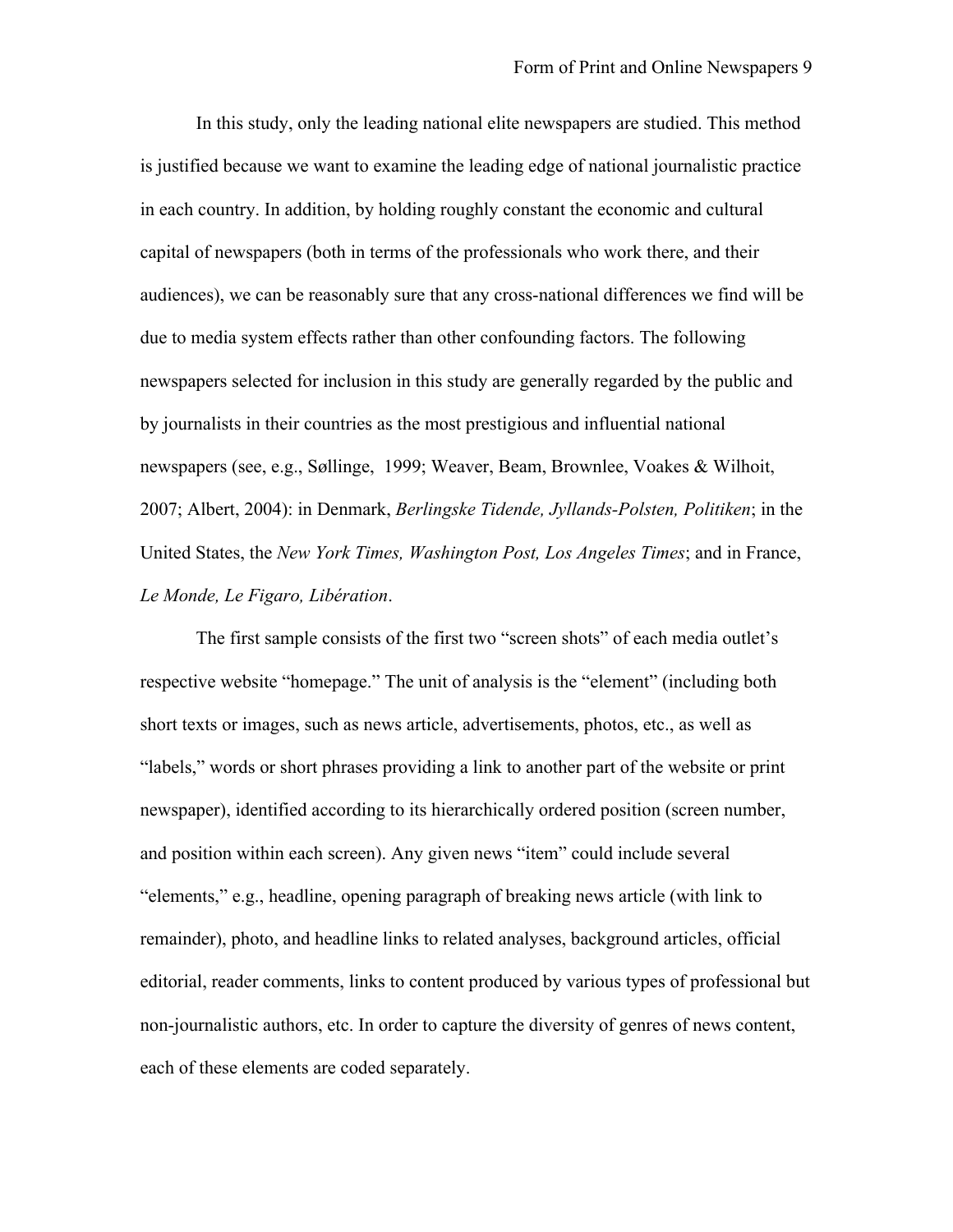In this study, only the leading national elite newspapers are studied. This method is justified because we want to examine the leading edge of national journalistic practice in each country. In addition, by holding roughly constant the economic and cultural capital of newspapers (both in terms of the professionals who work there, and their audiences), we can be reasonably sure that any cross-national differences we find will be due to media system effects rather than other confounding factors. The following newspapers selected for inclusion in this study are generally regarded by the public and by journalists in their countries as the most prestigious and influential national newspapers (see, e.g., Søllinge, 1999; Weaver, Beam, Brownlee, Voakes & Wilhoit, 2007; Albert, 2004): in Denmark, *Berlingske Tidende, Jyllands-Polsten, Politiken*; in the United States, the *New York Times, Washington Post, Los Angeles Times*; and in France, *Le Monde, Le Figaro, Libération*.

The first sample consists of the first two "screen shots" of each media outlet's respective website "homepage." The unit of analysis is the "element" (including both short texts or images, such as news article, advertisements, photos, etc., as well as "labels," words or short phrases providing a link to another part of the website or print newspaper), identified according to its hierarchically ordered position (screen number, and position within each screen). Any given news "item" could include several "elements," e.g., headline, opening paragraph of breaking news article (with link to remainder), photo, and headline links to related analyses, background articles, official editorial, reader comments, links to content produced by various types of professional but non-journalistic authors, etc. In order to capture the diversity of genres of news content, each of these elements are coded separately.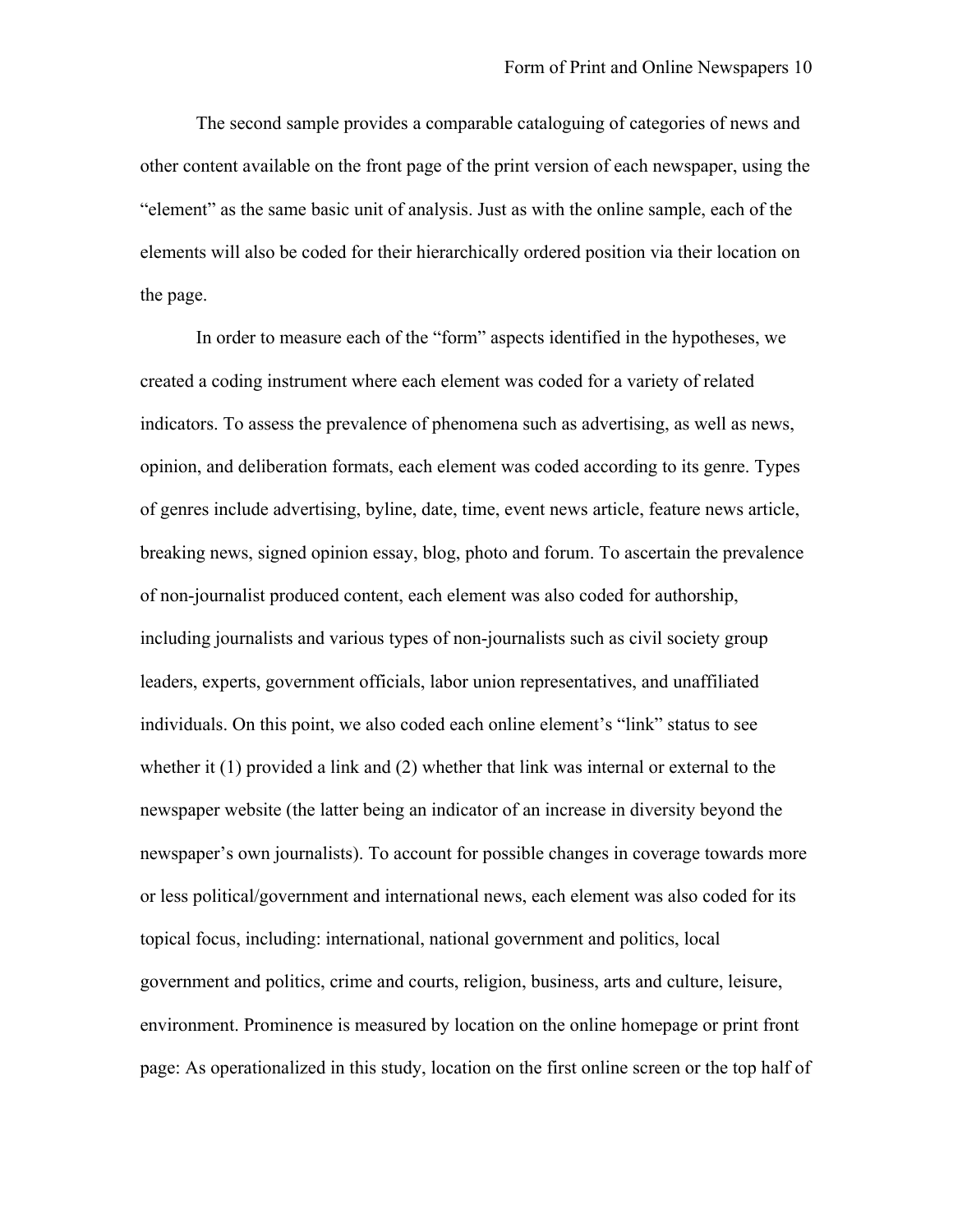The second sample provides a comparable cataloguing of categories of news and other content available on the front page of the print version of each newspaper, using the "element" as the same basic unit of analysis. Just as with the online sample, each of the elements will also be coded for their hierarchically ordered position via their location on the page.

In order to measure each of the "form" aspects identified in the hypotheses, we created a coding instrument where each element was coded for a variety of related indicators. To assess the prevalence of phenomena such as advertising, as well as news, opinion, and deliberation formats, each element was coded according to its genre. Types of genres include advertising, byline, date, time, event news article, feature news article, breaking news, signed opinion essay, blog, photo and forum. To ascertain the prevalence of non-journalist produced content, each element was also coded for authorship, including journalists and various types of non-journalists such as civil society group leaders, experts, government officials, labor union representatives, and unaffiliated individuals. On this point, we also coded each online element's "link" status to see whether it (1) provided a link and (2) whether that link was internal or external to the newspaper website (the latter being an indicator of an increase in diversity beyond the newspaper's own journalists). To account for possible changes in coverage towards more or less political/government and international news, each element was also coded for its topical focus, including: international, national government and politics, local government and politics, crime and courts, religion, business, arts and culture, leisure, environment. Prominence is measured by location on the online homepage or print front page: As operationalized in this study, location on the first online screen or the top half of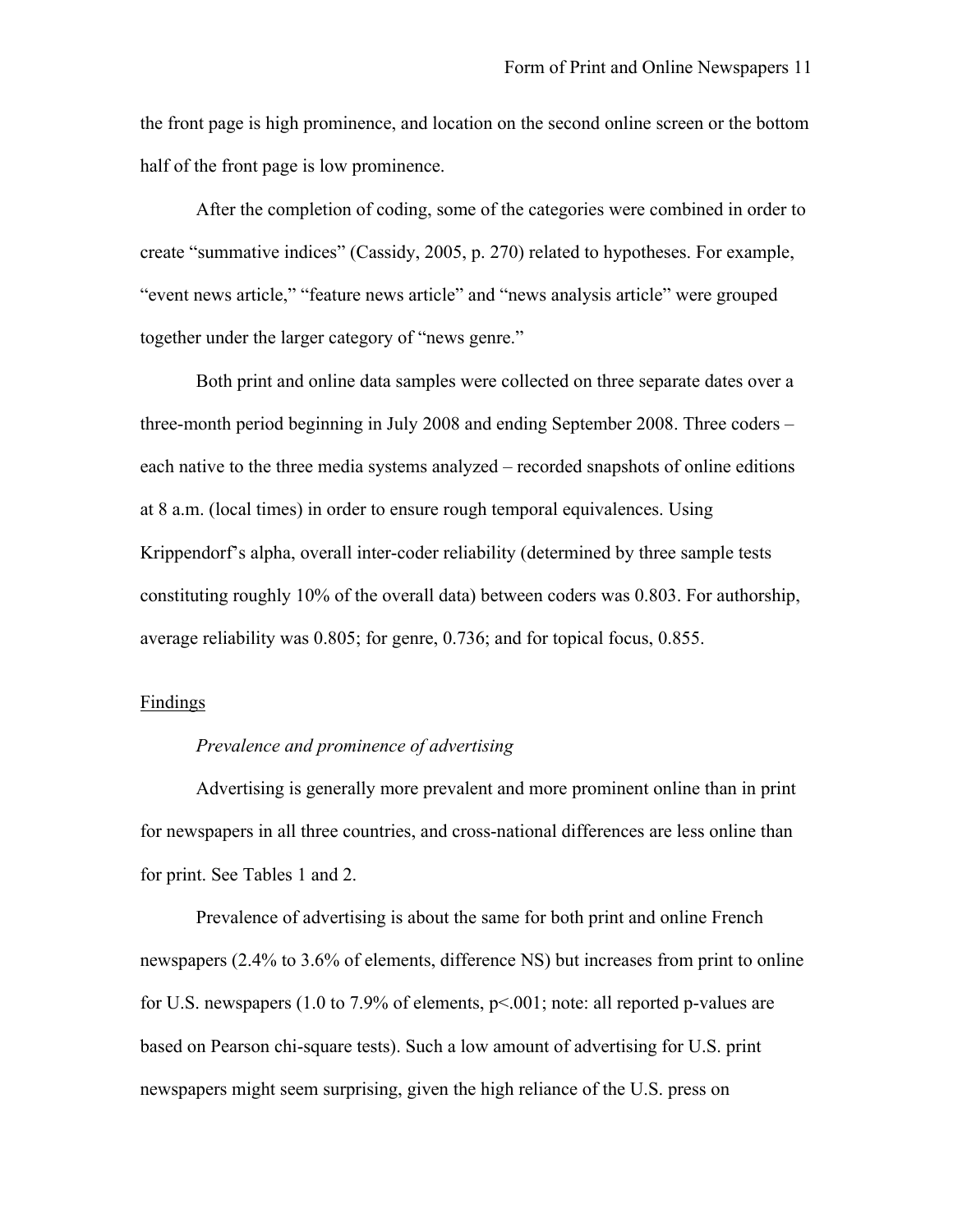the front page is high prominence, and location on the second online screen or the bottom half of the front page is low prominence.

After the completion of coding, some of the categories were combined in order to create "summative indices" (Cassidy, 2005, p. 270) related to hypotheses. For example, "event news article," "feature news article" and "news analysis article" were grouped together under the larger category of "news genre."

Both print and online data samples were collected on three separate dates over a three-month period beginning in July 2008 and ending September 2008. Three coders – each native to the three media systems analyzed – recorded snapshots of online editions at 8 a.m. (local times) in order to ensure rough temporal equivalences. Using Krippendorf's alpha, overall inter-coder reliability (determined by three sample tests constituting roughly 10% of the overall data) between coders was 0.803. For authorship, average reliability was 0.805; for genre, 0.736; and for topical focus, 0.855.

## Findings

### *Prevalence and prominence of advertising*

Advertising is generally more prevalent and more prominent online than in print for newspapers in all three countries, and cross-national differences are less online than for print. See Tables 1 and 2.

Prevalence of advertising is about the same for both print and online French newspapers (2.4% to 3.6% of elements, difference NS) but increases from print to online for U.S. newspapers (1.0 to 7.9% of elements, $p<.001$; note: all reported p-values are based on Pearson chi-square tests). Such a low amount of advertising for U.S. print newspapers might seem surprising, given the high reliance of the U.S. press on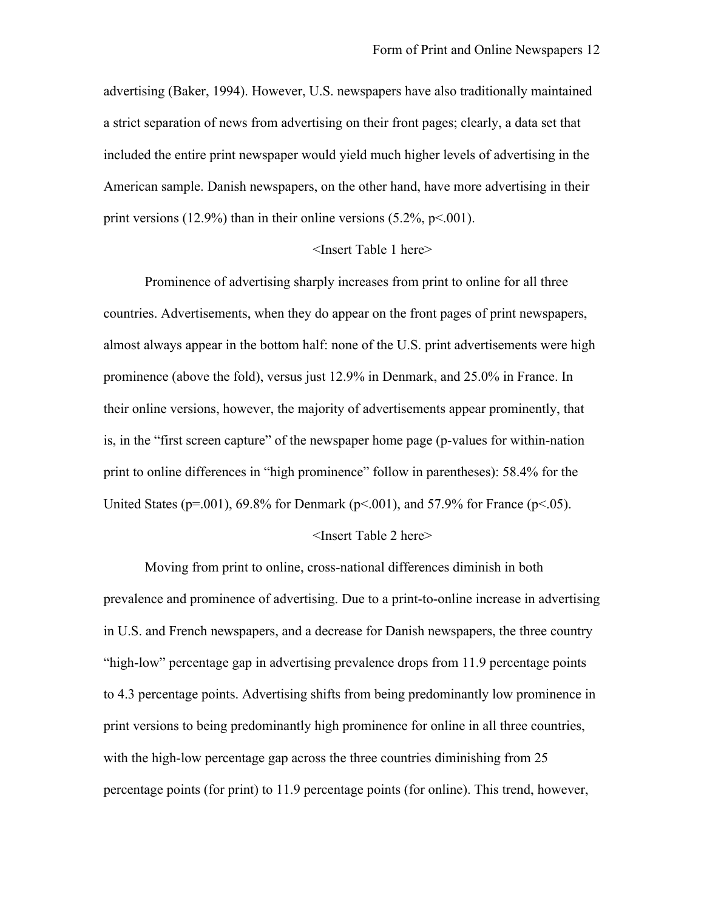advertising (Baker, 1994). However, U.S. newspapers have also traditionally maintained a strict separation of news from advertising on their front pages; clearly, a data set that included the entire print newspaper would yield much higher levels of advertising in the American sample. Danish newspapers, on the other hand, have more advertising in their print versions (12.9%) than in their online versions (5.2%, $p<.001$).

<Insert Table 1 here>

Prominence of advertising sharply increases from print to online for all three countries. Advertisements, when they do appear on the front pages of print newspapers, almost always appear in the bottom half: none of the U.S. print advertisements were high prominence (above the fold), versus just 12.9% in Denmark, and 25.0% in France. In their online versions, however, the majority of advertisements appear prominently, that is, in the "first screen capture" of the newspaper home page (p-values for within-nation print to online differences in "high prominence" follow in parentheses): 58.4% for the United States ($p=.001$), 69.8% for Denmark ($p<.001$), and 57.9% for France ($p<.05$).

<Insert Table 2 here>

Moving from print to online, cross-national differences diminish in both prevalence and prominence of advertising. Due to a print-to-online increase in advertising in U.S. and French newspapers, and a decrease for Danish newspapers, the three country "high-low" percentage gap in advertising prevalence drops from 11.9 percentage points to 4.3 percentage points. Advertising shifts from being predominantly low prominence in print versions to being predominantly high prominence for online in all three countries, with the high-low percentage gap across the three countries diminishing from 25 percentage points (for print) to 11.9 percentage points (for online). This trend, however,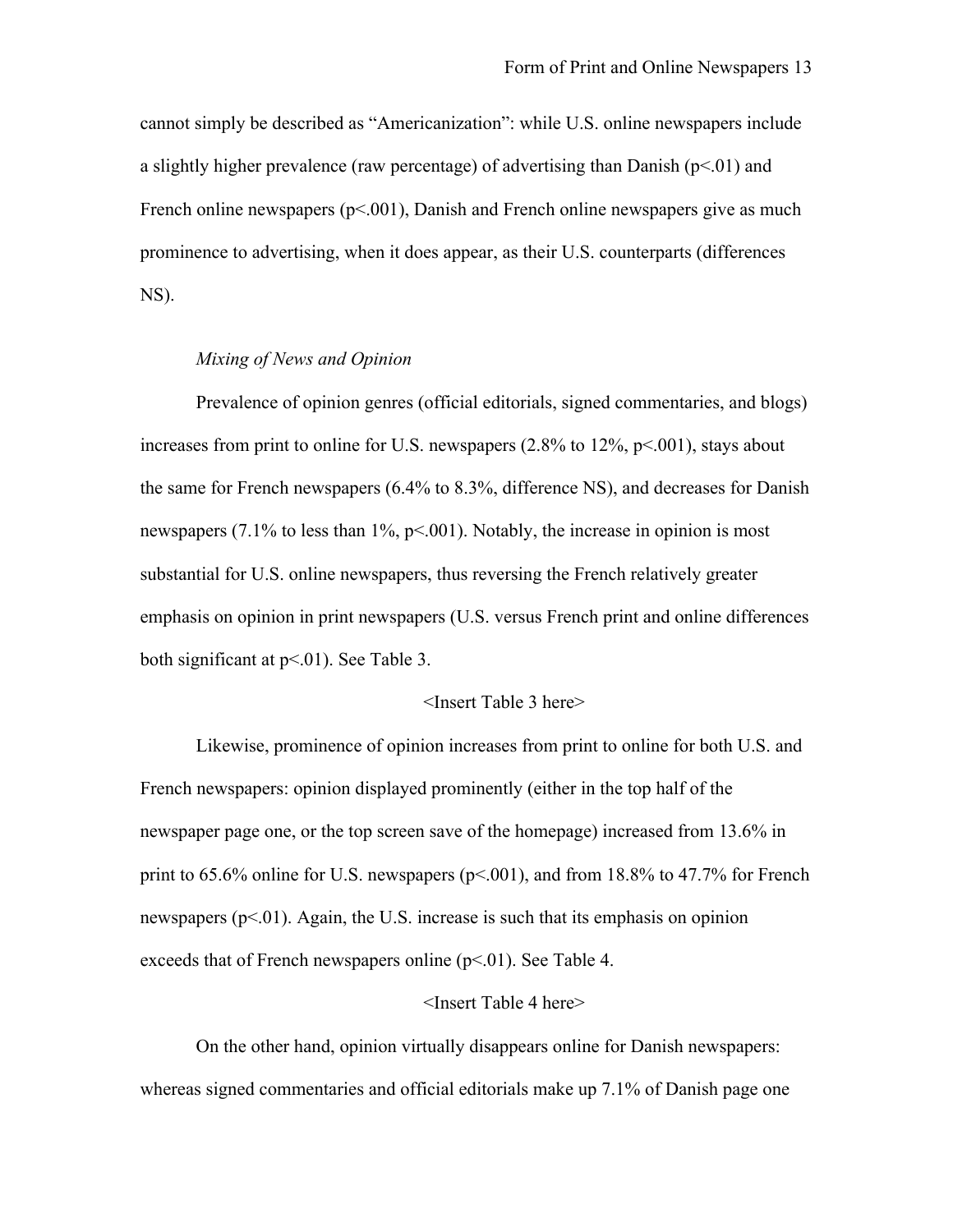cannot simply be described as "Americanization": while U.S. online newspapers include a slightly higher prevalence (raw percentage) of advertising than Danish ($p<.01$) and French online newspapers ($p<.001$), Danish and French online newspapers give as much prominence to advertising, when it does appear, as their U.S. counterparts (differences NS).

*Mixing of News and Opinion*

Prevalence of opinion genres (official editorials, signed commentaries, and blogs) increases from print to online for U.S. newspapers (2.8% to 12%, $p<.001$), stays about the same for French newspapers (6.4% to 8.3%, difference NS), and decreases for Danish newspapers (7.1% to less than 1%, $p<.001$). Notably, the increase in opinion is most substantial for U.S. online newspapers, thus reversing the French relatively greater emphasis on opinion in print newspapers (U.S. versus French print and online differences both significant at $p<.01$). See Table 3.

<Insert Table 3 here>

Likewise, prominence of opinion increases from print to online for both U.S. and French newspapers: opinion displayed prominently (either in the top half of the newspaper page one, or the top screen save of the homepage) increased from 13.6% in print to 65.6% online for U.S. newspapers ($p<.001$), and from 18.8% to 47.7% for French newspapers ($p<.01$). Again, the U.S. increase is such that its emphasis on opinion exceeds that of French newspapers online ($p<.01$). See Table 4.

<Insert Table 4 here>

On the other hand, opinion virtually disappears online for Danish newspapers: whereas signed commentaries and official editorials make up 7.1% of Danish page one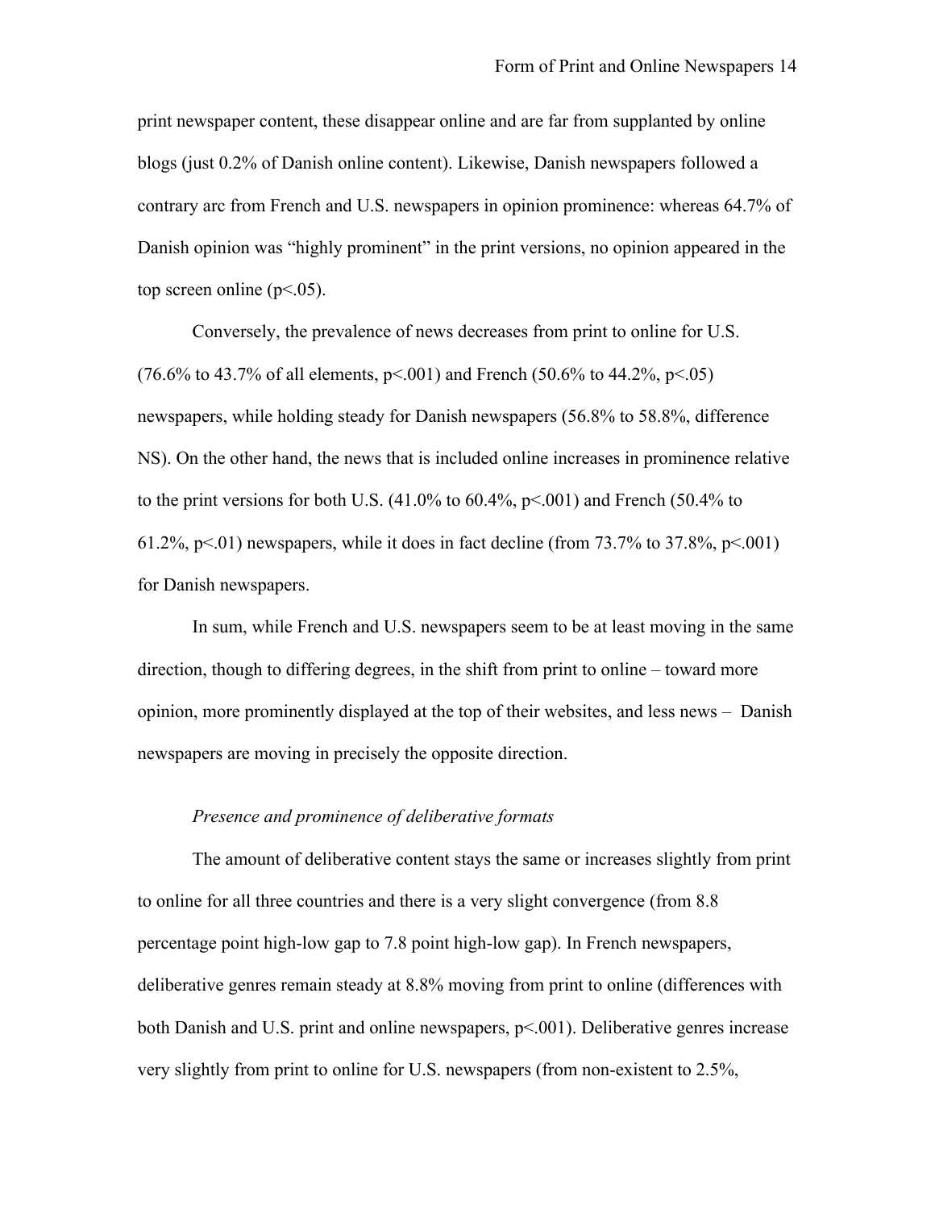print newspaper content, these disappear online and are far from supplanted by online blogs (just 0.2% of Danish online content). Likewise, Danish newspapers followed a contrary arc from French and U.S. newspapers in opinion prominence: whereas 64.7% of Danish opinion was "highly prominent" in the print versions, no opinion appeared in the top screen online ($p<.05$).

Conversely, the prevalence of news decreases from print to online for U.S. (76.6% to 43.7% of all elements, $p<.001$) and French (50.6% to 44.2%, $p<.05$) newspapers, while holding steady for Danish newspapers (56.8% to 58.8%, difference NS). On the other hand, the news that is included online increases in prominence relative to the print versions for both U.S. (41.0% to 60.4%, $p<.001$) and French (50.4% to 61.2%, $p<.01$) newspapers, while it does in fact decline (from 73.7% to 37.8%, $p<.001$) for Danish newspapers.

In sum, while French and U.S. newspapers seem to be at least moving in the same direction, though to differing degrees, in the shift from print to online – toward more opinion, more prominently displayed at the top of their websites, and less news – Danish newspapers are moving in precisely the opposite direction.

*Presence and prominence of deliberative formats*

The amount of deliberative content stays the same or increases slightly from print to online for all three countries and there is a very slight convergence (from 8.8 percentage point high-low gap to 7.8 point high-low gap). In French newspapers, deliberative genres remain steady at 8.8% moving from print to online (differences with both Danish and U.S. print and online newspapers, $p<.001$). Deliberative genres increase very slightly from print to online for U.S. newspapers (from non-existent to 2.5%,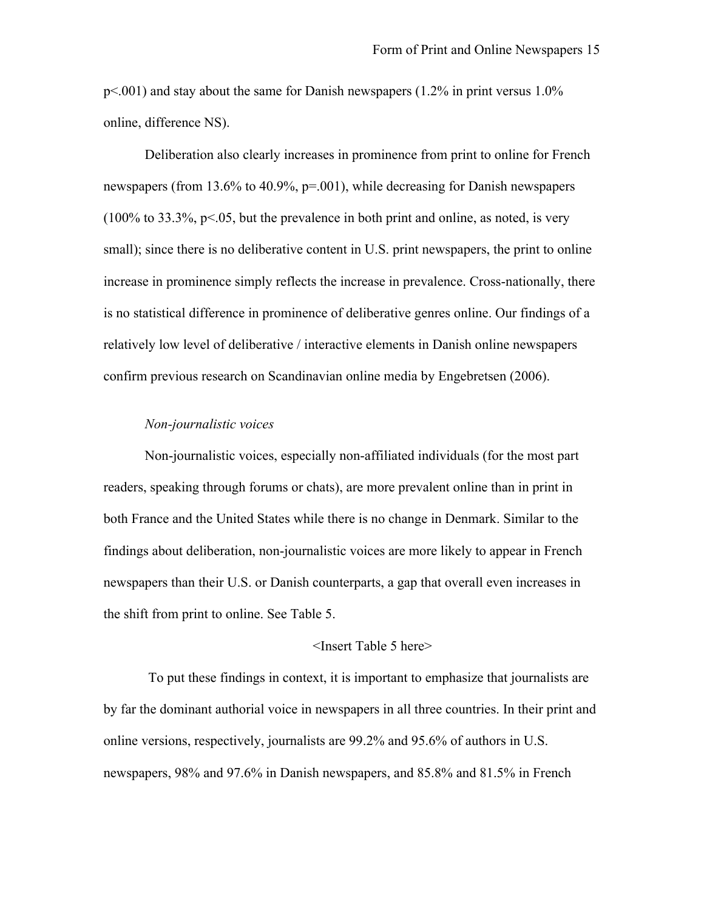$p<.001$) and stay about the same for Danish newspapers (1.2% in print versus 1.0% online, difference NS).

Deliberation also clearly increases in prominence from print to online for French newspapers (from 13.6% to 40.9%, $p=.001$), while decreasing for Danish newspapers (100% to 33.3%, $p<.05$, but the prevalence in both print and online, as noted, is very small); since there is no deliberative content in U.S. print newspapers, the print to online increase in prominence simply reflects the increase in prevalence. Cross-nationally, there is no statistical difference in prominence of deliberative genres online. Our findings of a relatively low level of deliberative / interactive elements in Danish online newspapers confirm previous research on Scandinavian online media by Engebretsen (2006).

*Non-journalistic voices*

Non-journalistic voices, especially non-affiliated individuals (for the most part readers, speaking through forums or chats), are more prevalent online than in print in both France and the United States while there is no change in Denmark. Similar to the findings about deliberation, non-journalistic voices are more likely to appear in French newspapers than their U.S. or Danish counterparts, a gap that overall even increases in the shift from print to online. See Table 5.

<Insert Table 5 here>

To put these findings in context, it is important to emphasize that journalists are by far the dominant authorial voice in newspapers in all three countries. In their print and online versions, respectively, journalists are 99.2% and 95.6% of authors in U.S. newspapers, 98% and 97.6% in Danish newspapers, and 85.8% and 81.5% in French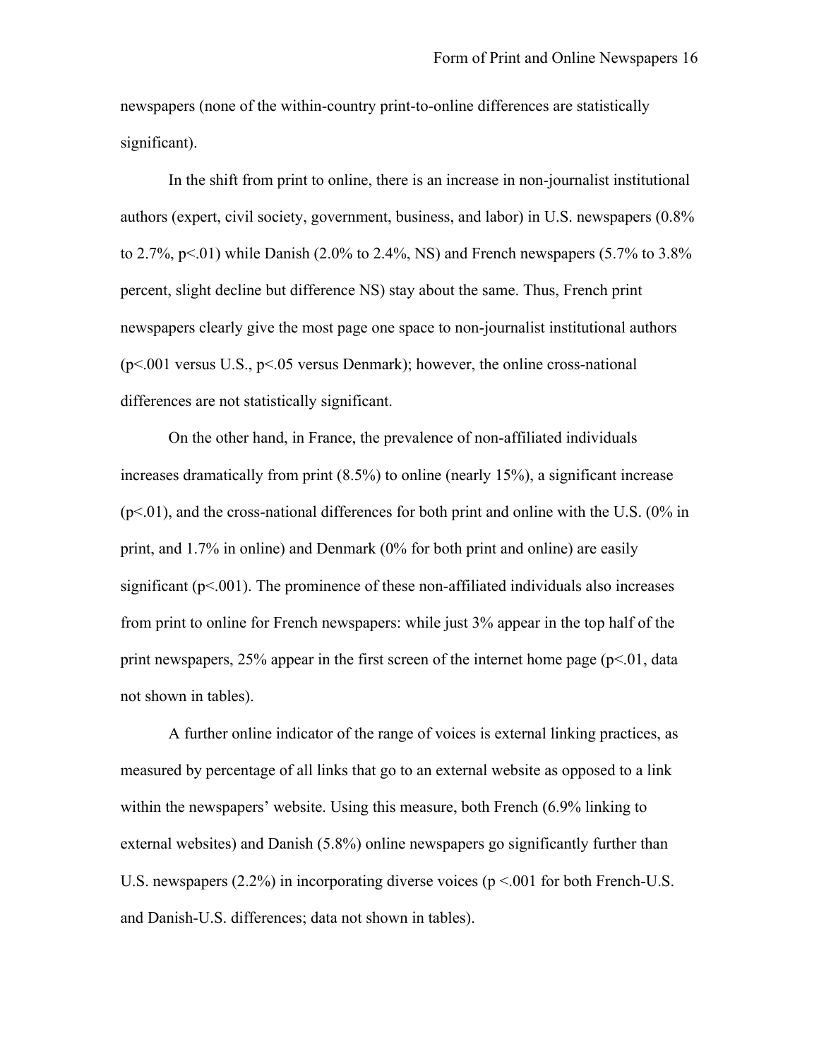newspapers (none of the within-country print-to-online differences are statistically significant).

In the shift from print to online, there is an increase in non-journalist institutional authors (expert, civil society, government, business, and labor) in U.S. newspapers (0.8% to 2.7%, $p<.01$) while Danish (2.0% to 2.4%, NS) and French newspapers (5.7% to 3.8% percent, slight decline but difference NS) stay about the same. Thus, French print newspapers clearly give the most page one space to non-journalist institutional authors ($p<.001$ versus U.S., $p<.05$ versus Denmark); however, the online cross-national differences are not statistically significant.

On the other hand, in France, the prevalence of non-affiliated individuals increases dramatically from print (8.5%) to online (nearly 15%), a significant increase ($p<.01$), and the cross-national differences for both print and online with the U.S. (0% in print, and 1.7% in online) and Denmark (0% for both print and online) are easily significant ($p<.001$). The prominence of these non-affiliated individuals also increases from print to online for French newspapers: while just 3% appear in the top half of the print newspapers, 25% appear in the first screen of the internet home page ($p<.01$, data not shown in tables).

A further online indicator of the range of voices is external linking practices, as measured by percentage of all links that go to an external website as opposed to a link within the newspapers' website. Using this measure, both French (6.9% linking to external websites) and Danish (5.8%) online newspapers go significantly further than U.S. newspapers (2.2%) in incorporating diverse voices ($p <.001$ for both French-U.S. and Danish-U.S. differences; data not shown in tables).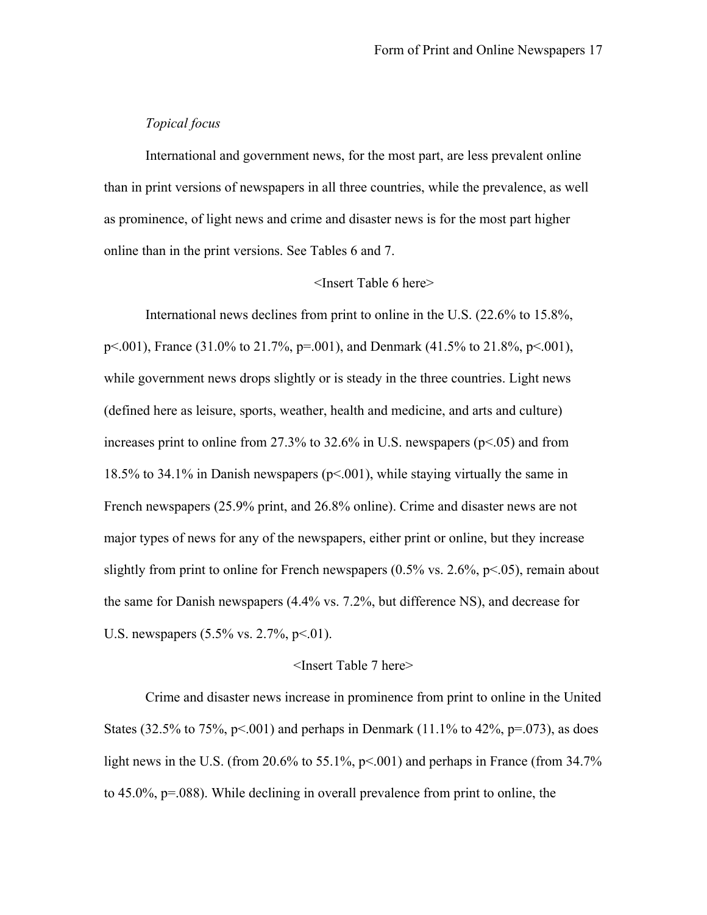*Topical focus*

International and government news, for the most part, are less prevalent online than in print versions of newspapers in all three countries, while the prevalence, as well as prominence, of light news and crime and disaster news is for the most part higher online than in the print versions. See Tables 6 and 7.

<Insert Table 6 here>

International news declines from print to online in the U.S. (22.6% to 15.8%, $p<.001$), France (31.0% to 21.7%, $p=.001$), and Denmark (41.5% to 21.8%, $p<.001$), while government news drops slightly or is steady in the three countries. Light news (defined here as leisure, sports, weather, health and medicine, and arts and culture) increases print to online from 27.3% to 32.6% in U.S. newspapers ($p<.05$) and from 18.5% to 34.1% in Danish newspapers ($p<.001$), while staying virtually the same in French newspapers (25.9% print, and 26.8% online). Crime and disaster news are not major types of news for any of the newspapers, either print or online, but they increase slightly from print to online for French newspapers (0.5% vs. 2.6%, $p<.05$), remain about the same for Danish newspapers (4.4% vs. 7.2%, but difference NS), and decrease for U.S. newspapers (5.5% vs. 2.7%, $p<.01$).

<Insert Table 7 here>

Crime and disaster news increase in prominence from print to online in the United States (32.5% to 75%, $p<.001$) and perhaps in Denmark (11.1% to 42%, $p=.073$), as does light news in the U.S. (from 20.6% to 55.1%, $p<.001$) and perhaps in France (from 34.7% to 45.0%, $p=.088$). While declining in overall prevalence from print to online, the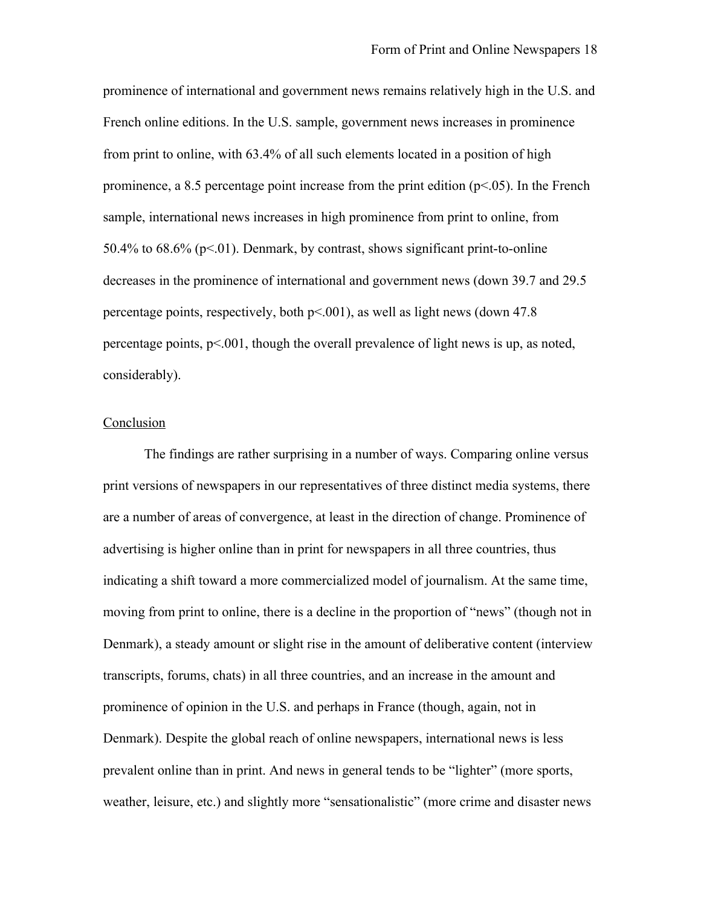prominence of international and government news remains relatively high in the U.S. and French online editions. In the U.S. sample, government news increases in prominence from print to online, with 63.4% of all such elements located in a position of high prominence, a 8.5 percentage point increase from the print edition ($p<.05$). In the French sample, international news increases in high prominence from print to online, from 50.4% to 68.6% ($p<.01$). Denmark, by contrast, shows significant print-to-online decreases in the prominence of international and government news (down 39.7 and 29.5 percentage points, respectively, both $p<.001$), as well as light news (down 47.8 percentage points, $p<.001$, though the overall prevalence of light news is up, as noted, considerably).

## Conclusion

The findings are rather surprising in a number of ways. Comparing online versus print versions of newspapers in our representatives of three distinct media systems, there are a number of areas of convergence, at least in the direction of change. Prominence of advertising is higher online than in print for newspapers in all three countries, thus indicating a shift toward a more commercialized model of journalism. At the same time, moving from print to online, there is a decline in the proportion of "news" (though not in Denmark), a steady amount or slight rise in the amount of deliberative content (interview transcripts, forums, chats) in all three countries, and an increase in the amount and prominence of opinion in the U.S. and perhaps in France (though, again, not in Denmark). Despite the global reach of online newspapers, international news is less prevalent online than in print. And news in general tends to be "lighter" (more sports, weather, leisure, etc.) and slightly more "sensationalistic" (more crime and disaster news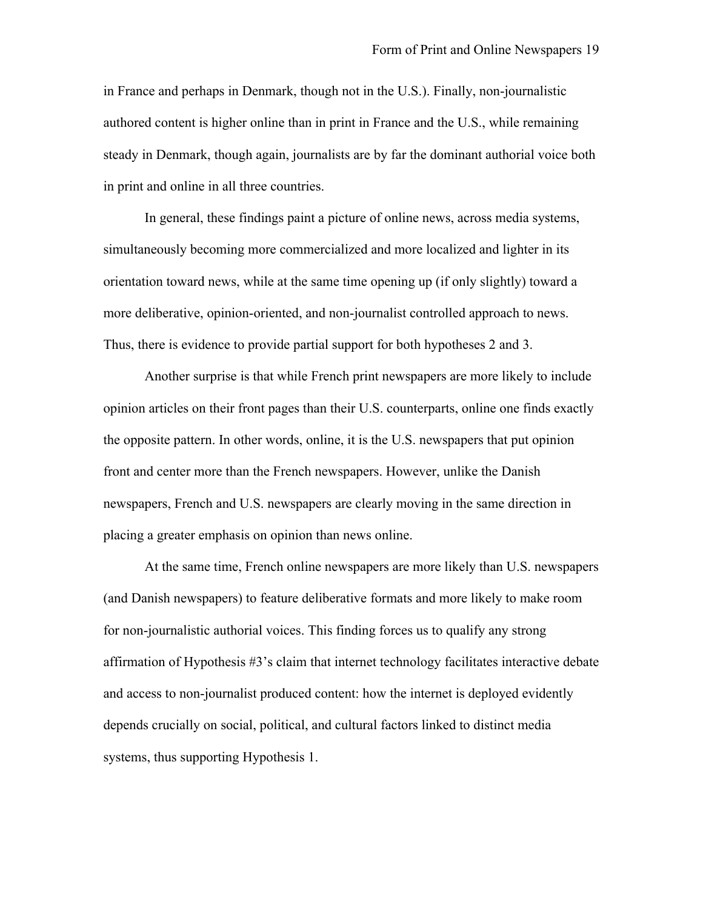in France and perhaps in Denmark, though not in the U.S.). Finally, non-journalistic authored content is higher online than in print in France and the U.S., while remaining steady in Denmark, though again, journalists are by far the dominant authorial voice both in print and online in all three countries.

In general, these findings paint a picture of online news, across media systems, simultaneously becoming more commercialized and more localized and lighter in its orientation toward news, while at the same time opening up (if only slightly) toward a more deliberative, opinion-oriented, and non-journalist controlled approach to news. Thus, there is evidence to provide partial support for both hypotheses 2 and 3.

Another surprise is that while French print newspapers are more likely to include opinion articles on their front pages than their U.S. counterparts, online one finds exactly the opposite pattern. In other words, online, it is the U.S. newspapers that put opinion front and center more than the French newspapers. However, unlike the Danish newspapers, French and U.S. newspapers are clearly moving in the same direction in placing a greater emphasis on opinion than news online.

At the same time, French online newspapers are more likely than U.S. newspapers (and Danish newspapers) to feature deliberative formats and more likely to make room for non-journalistic authorial voices. This finding forces us to qualify any strong affirmation of Hypothesis #3's claim that internet technology facilitates interactive debate and access to non-journalist produced content: how the internet is deployed evidently depends crucially on social, political, and cultural factors linked to distinct media systems, thus supporting Hypothesis 1.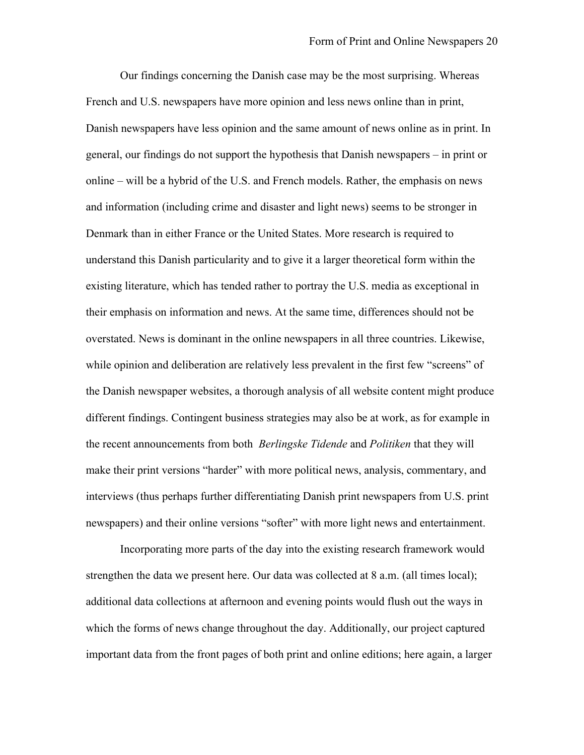Our findings concerning the Danish case may be the most surprising. Whereas French and U.S. newspapers have more opinion and less news online than in print, Danish newspapers have less opinion and the same amount of news online as in print. In general, our findings do not support the hypothesis that Danish newspapers – in print or online – will be a hybrid of the U.S. and French models. Rather, the emphasis on news and information (including crime and disaster and light news) seems to be stronger in Denmark than in either France or the United States. More research is required to understand this Danish particularity and to give it a larger theoretical form within the existing literature, which has tended rather to portray the U.S. media as exceptional in their emphasis on information and news. At the same time, differences should not be overstated. News is dominant in the online newspapers in all three countries. Likewise, while opinion and deliberation are relatively less prevalent in the first few "screens" of the Danish newspaper websites, a thorough analysis of all website content might produce different findings. Contingent business strategies may also be at work, as for example in the recent announcements from both *Berlingske Tidende* and *Politiken* that they will make their print versions "harder" with more political news, analysis, commentary, and interviews (thus perhaps further differentiating Danish print newspapers from U.S. print newspapers) and their online versions "softer" with more light news and entertainment.

Incorporating more parts of the day into the existing research framework would strengthen the data we present here. Our data was collected at 8 a.m. (all times local); additional data collections at afternoon and evening points would flush out the ways in which the forms of news change throughout the day. Additionally, our project captured important data from the front pages of both print and online editions; here again, a larger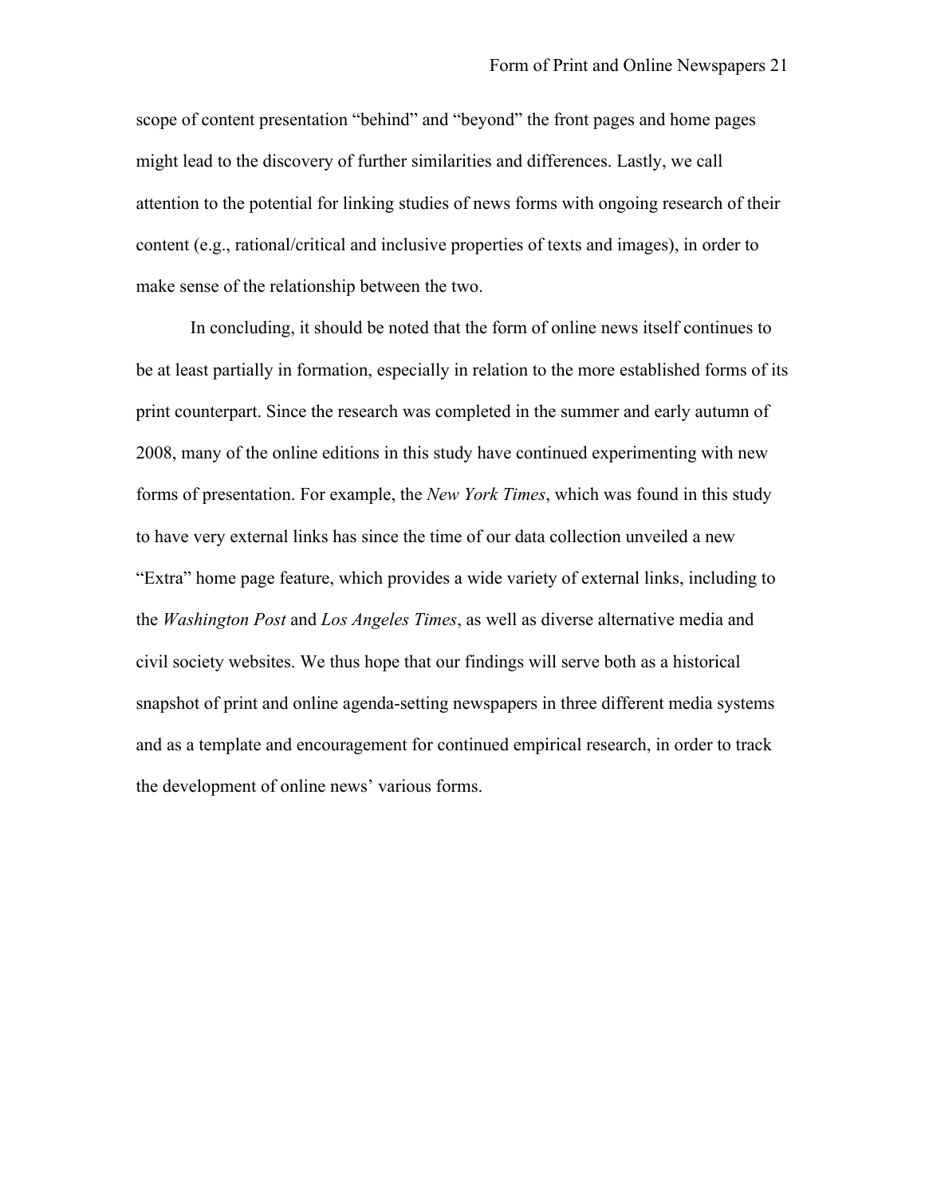scope of content presentation "behind" and "beyond" the front pages and home pages might lead to the discovery of further similarities and differences. Lastly, we call attention to the potential for linking studies of news forms with ongoing research of their content (e.g., rational/critical and inclusive properties of texts and images), in order to make sense of the relationship between the two.

In concluding, it should be noted that the form of online news itself continues to be at least partially in formation, especially in relation to the more established forms of its print counterpart. Since the research was completed in the summer and early autumn of 2008, many of the online editions in this study have continued experimenting with new forms of presentation. For example, the *New York Times*, which was found in this study to have very external links has since the time of our data collection unveiled a new "Extra" home page feature, which provides a wide variety of external links, including to the *Washington Post* and *Los Angeles Times*, as well as diverse alternative media and civil society websites. We thus hope that our findings will serve both as a historical snapshot of print and online agenda-setting newspapers in three different media systems and as a template and encouragement for continued empirical research, in order to track the development of online news' various forms.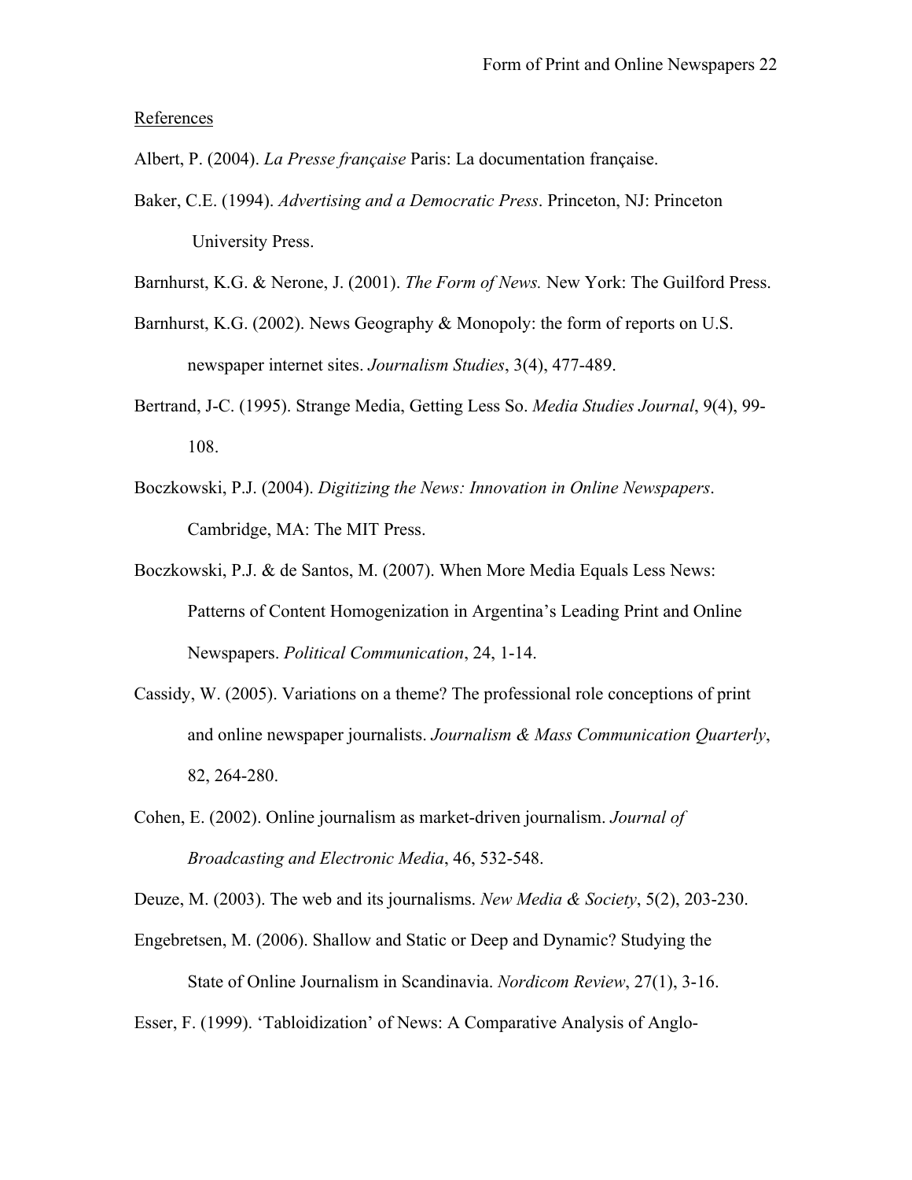References

Albert, P. (2004). *La Presse française* Paris: La documentation française.

Baker, C.E. (1994). *Advertising and a Democratic Press*. Princeton, NJ: Princeton University Press.

Barnhurst, K.G. & Nerone, J. (2001). *The Form of News.* New York: The Guilford Press.

Barnhurst, K.G. (2002). News Geography & Monopoly: the form of reports on U.S. newspaper internet sites. *Journalism Studies*, 3(4), 477-489.

Bertrand, J-C. (1995). Strange Media, Getting Less So. *Media Studies Journal*, 9(4), 99-108.

Boczkowski, P.J. (2004). *Digitizing the News: Innovation in Online Newspapers*. Cambridge, MA: The MIT Press.

Boczkowski, P.J. & de Santos, M. (2007). When More Media Equals Less News: Patterns of Content Homogenization in Argentina's Leading Print and Online Newspapers. *Political Communication*, 24, 1-14.

Cassidy, W. (2005). Variations on a theme? The professional role conceptions of print and online newspaper journalists. *Journalism & Mass Communication Quarterly*, 82, 264-280.

Cohen, E. (2002). Online journalism as market-driven journalism. *Journal of Broadcasting and Electronic Media*, 46, 532-548.

Deuze, M. (2003). The web and its journalisms. *New Media & Society*, 5(2), 203-230.

Engebretsen, M. (2006). Shallow and Static or Deep and Dynamic? Studying the State of Online Journalism in Scandinavia. *Nordicom Review*, 27(1), 3-16.

Esser, F. (1999). 'Tabloidization' of News: A Comparative Analysis of Anglo-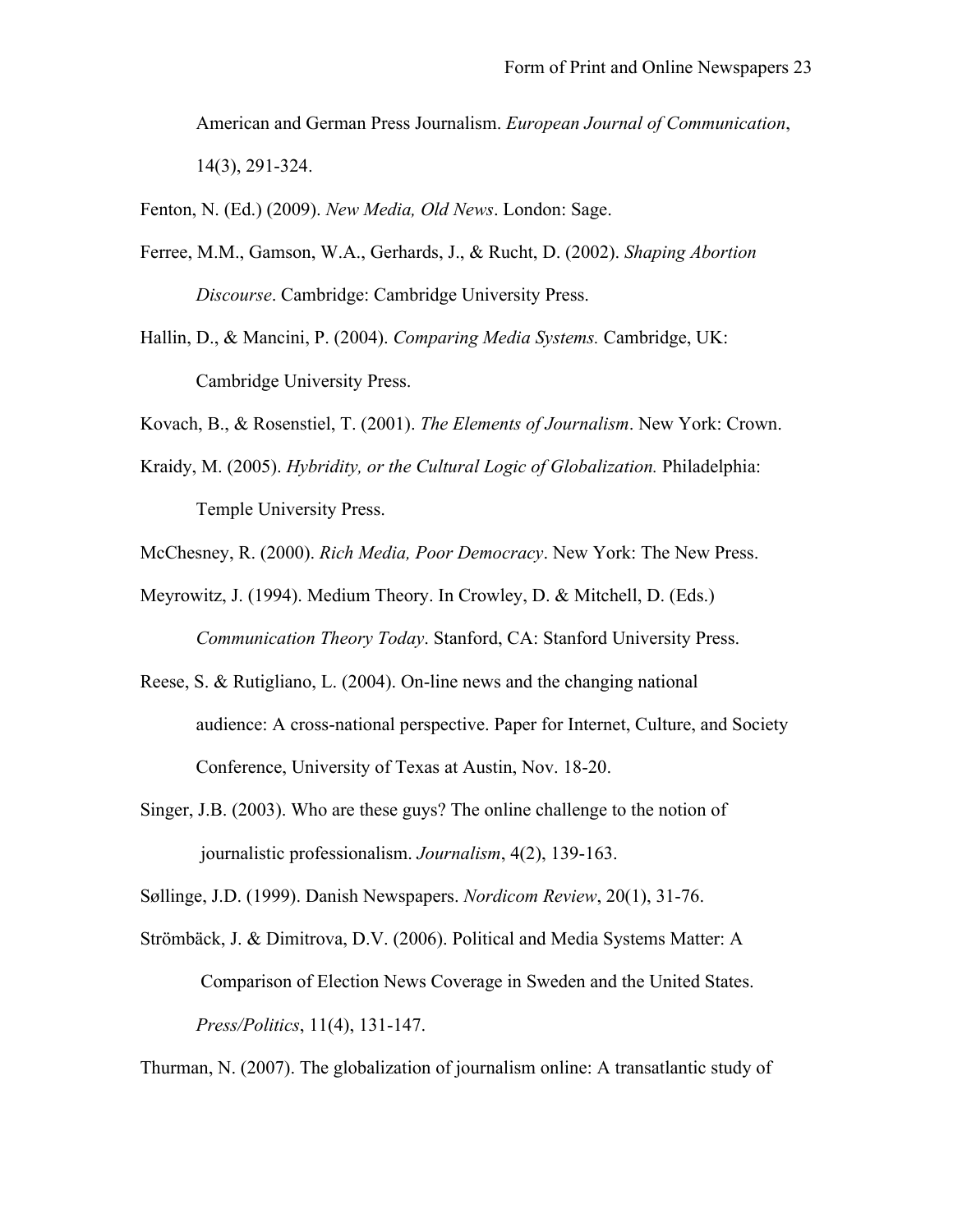American and German Press Journalism. *European Journal of Communication*, 14(3), 291-324.

Fenton, N. (Ed.) (2009). *New Media, Old News*. London: Sage.

Ferree, M.M., Gamson, W.A., Gerhards, J., & Rucht, D. (2002). *Shaping Abortion Discourse*. Cambridge: Cambridge University Press.

Hallin, D., & Mancini, P. (2004). *Comparing Media Systems.* Cambridge, UK: Cambridge University Press.

Kovach, B., & Rosenstiel, T. (2001). *The Elements of Journalism*. New York: Crown.

Kraidy, M. (2005). *Hybridity, or the Cultural Logic of Globalization.* Philadelphia: Temple University Press.

McChesney, R. (2000). *Rich Media, Poor Democracy*. New York: The New Press.

Meyrowitz, J. (1994). Medium Theory. In Crowley, D. & Mitchell, D. (Eds.) *Communication Theory Today*. Stanford, CA: Stanford University Press.

Reese, S. & Rutigliano, L. (2004). On-line news and the changing national audience: A cross-national perspective. Paper for Internet, Culture, and Society Conference, University of Texas at Austin, Nov. 18-20.

Singer, J.B. (2003). Who are these guys? The online challenge to the notion of journalistic professionalism. *Journalism*, 4(2), 139-163.

Søllinge, J.D. (1999). Danish Newspapers. *Nordicom Review*, 20(1), 31-76.

Strömbäck, J. & Dimitrova, D.V. (2006). Political and Media Systems Matter: A Comparison of Election News Coverage in Sweden and the United States. *Press/Politics*, 11(4), 131-147.

Thurman, N. (2007). The globalization of journalism online: A transatlantic study of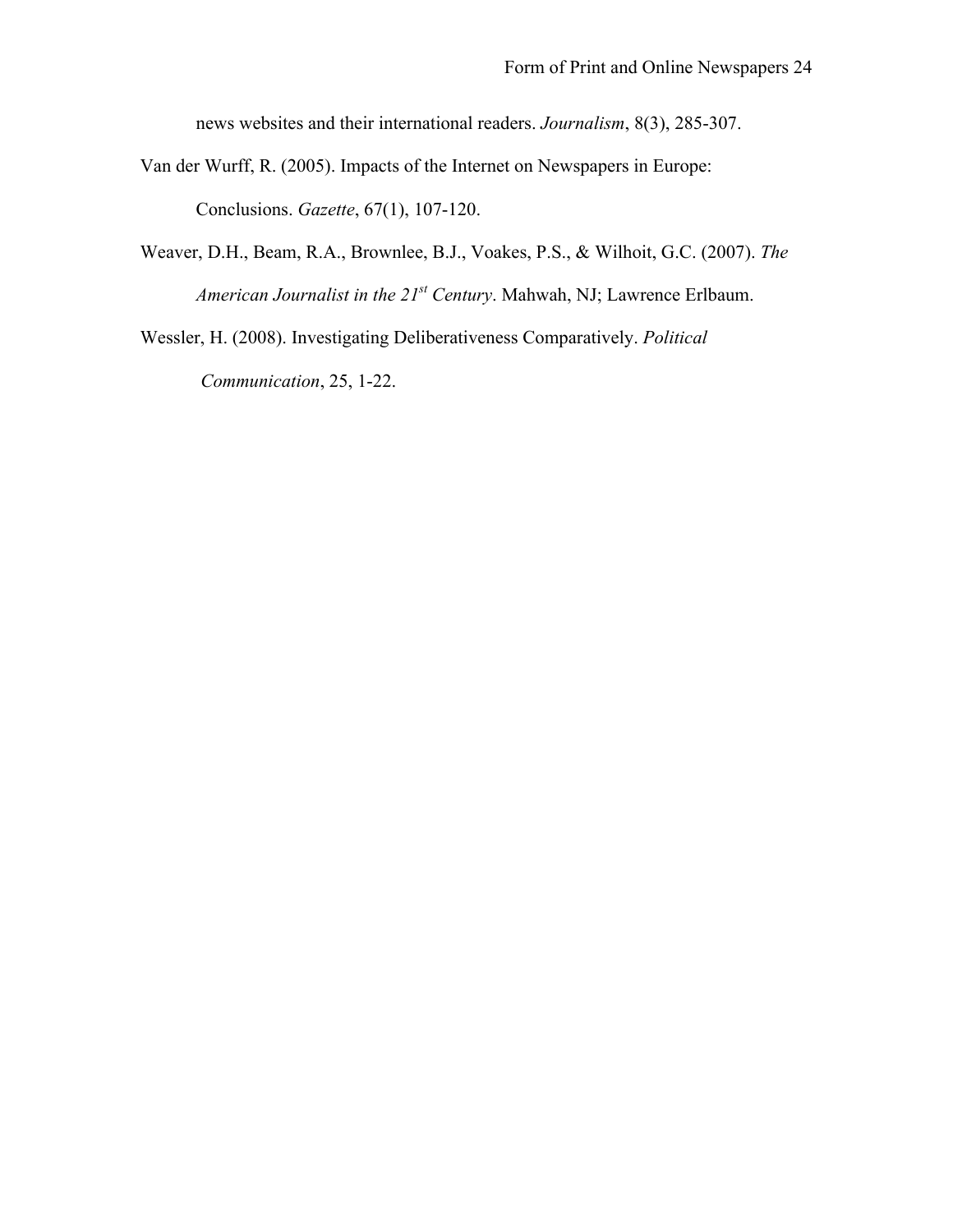news websites and their international readers. *Journalism*, 8(3), 285-307.

Van der Wurff, R. (2005). Impacts of the Internet on Newspapers in Europe: Conclusions. *Gazette*, 67(1), 107-120.

Weaver, D.H., Beam, R.A., Brownlee, B.J., Voakes, P.S., & Wilhoit, G.C. (2007). *The American Journalist in the 21st Century*. Mahwah, NJ; Lawrence Erlbaum.

Wessler, H. (2008). Investigating Deliberativeness Comparatively. *Political Communication*, 25, 1-22.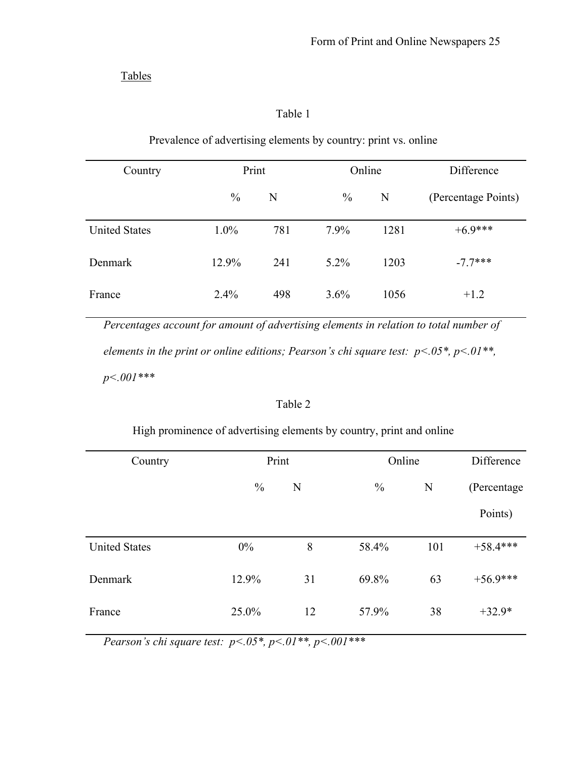Tables

Table 1

Prevalence of advertising elements by country: print vs. online

| Country | Print | | Online | | Difference |
|---|---|---|---|---|---|
| | % | N | % | N | (Percentage Points) |
| United States | 1.0% | 781 | 7.9% | 1281 | +6.9*** |
| Denmark | 12.9% | 241 | 5.2% | 1203 | -7.7*** |
| France | 2.4% | 498 | 3.6% | 1056 | +1.2 |

*Percentages account for amount of advertising elements in relation to total number of elements in the print or online editions; Pearson's chi square test: p<.05*, p<.01**, p<.001****

Table 2

High prominence of advertising elements by country, print and online

| Country | Print | | Online | | Difference |
|---|---|---|---|---|---|
| | % | N | % | N | (Percentage Points) |
| United States | 0% | 8 | 58.4% | 101 | +58.4*** |
| Denmark | 12.9% | 31 | 69.8% | 63 | +56.9*** |
| France | 25.0% | 12 | 57.9% | 38 | +32.9* |

*Pearson's chi square test: p<.05*, p<.01**, p<.001****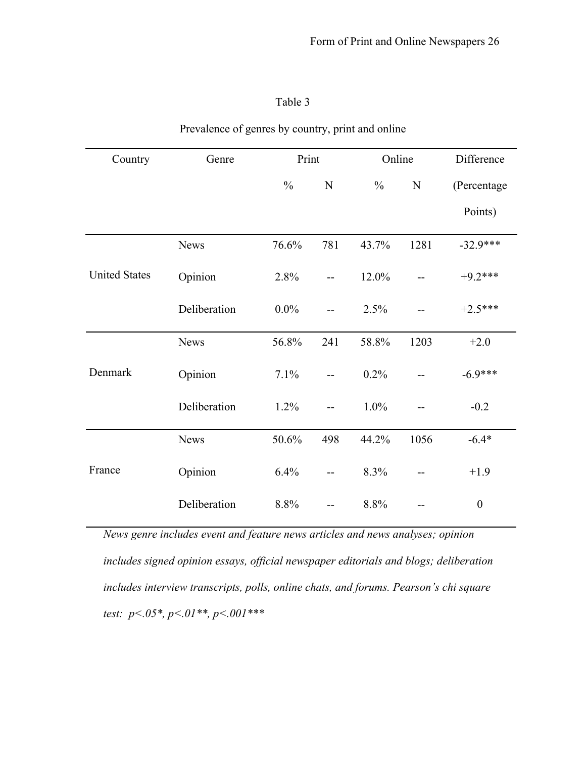Table 3

Prevalence of genres by country, print and online

| Country | Genre | Print | | Online | | Difference |
|---|---|---|---|---|---|---|
| | | % | N | % | N | (Percentage Points) |
| United States | News | 76.6% | 781 | 43.7% | 1281 | -32.9*** |
| | Opinion | 2.8% | -- | 12.0% | -- | +9.2*** |
| | Deliberation | 0.0% | -- | 2.5% | -- | +2.5*** |
| Denmark | News | 56.8% | 241 | 58.8% | 1203 | +2.0 |
| | Opinion | 7.1% | -- | 0.2% | -- | -6.9*** |
| | Deliberation | 1.2% | -- | 1.0% | -- | -0.2 |
| France | News | 50.6% | 498 | 44.2% | 1056 | -6.4* |
| | Opinion | 6.4% | -- | 8.3% | -- | +1.9 |
| | Deliberation | 8.8% | -- | 8.8% | -- | 0 |

*News genre includes event and feature news articles and news analyses; opinion includes signed opinion essays, official newspaper editorials and blogs; deliberation includes interview transcripts, polls, online chats, and forums. Pearson's chi square test: p<.05*, p<.01**, p<.001****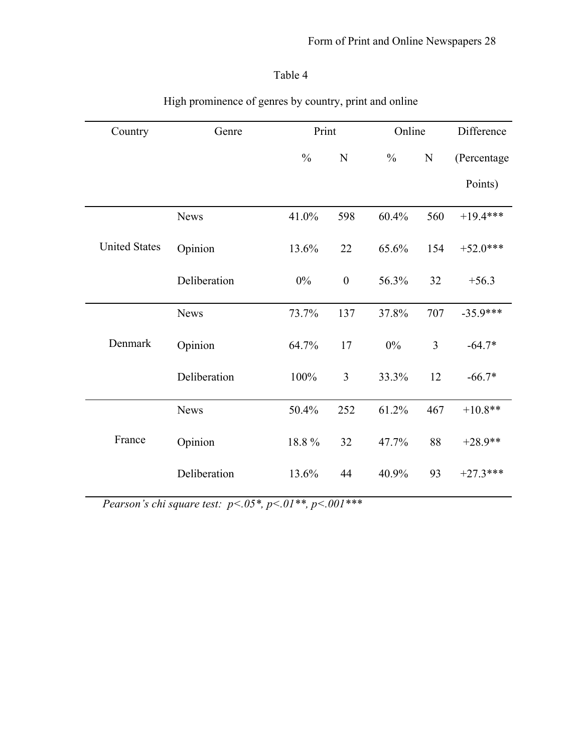Table 4

High prominence of genres by country, print and online

| Country | Genre | Print | | Online | | Difference (Percentage Points) |
|---|---|---|---|---|---|---|
| | | % | N | % | N | |
| United States | News | 41.0% | 598 | 60.4% | 560 | +19.4*** |
| | Opinion | 13.6% | 22 | 65.6% | 154 | +52.0*** |
| | Deliberation | 0% | 0 | 56.3% | 32 | +56.3 |
| Denmark | News | 73.7% | 137 | 37.8% | 707 | -35.9*** |
| | Opinion | 64.7% | 17 | 0% | 3 | -64.7* |
| | Deliberation | 100% | 3 | 33.3% | 12 | -66.7* |
| France | News | 50.4% | 252 | 61.2% | 467 | +10.8** |
| | Opinion | 18.8 % | 32 | 47.7% | 88 | +28.9** |
| | Deliberation | 13.6% | 44 | 40.9% | 93 | +27.3*** |

*Pearson's chi square test:* $p<.05$*, $p<.01$**, $p<.001$***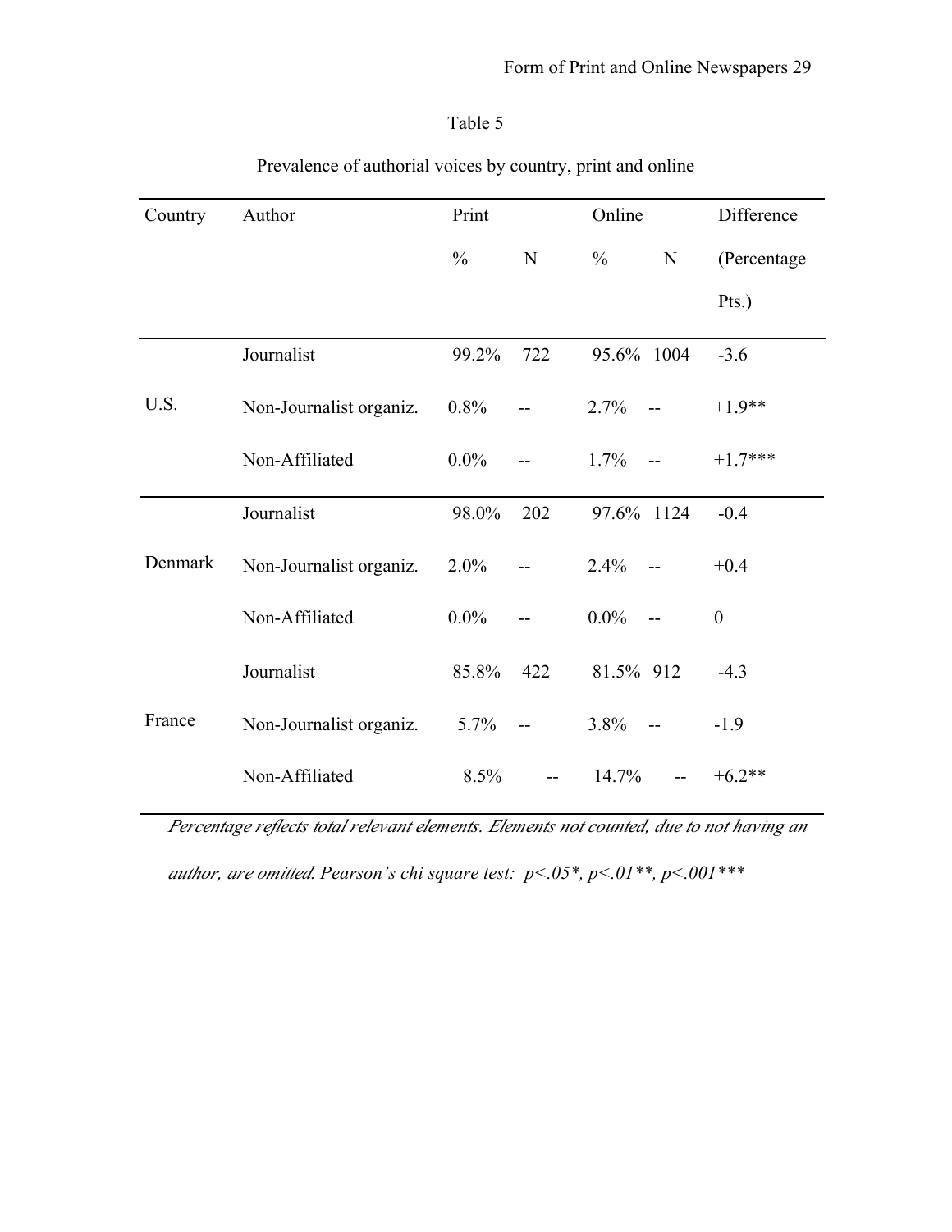Table 5

Prevalence of authorial voices by country, print and online

| Country | Author | Print | | Online | | Difference |
|---|---|---|---|---|---|---|
| | | % | N | % | N | (Percentage Pts.) |
| U.S. | Journalist | 99.2% | 722 | 95.6% | 1004 | -3.6 |
| | Non-Journalist organiz. | 0.8% | -- | 2.7% | -- | +1.9** |
| | Non-Affiliated | 0.0% | -- | 1.7% | -- | +1.7*** |
| Denmark | Journalist | 98.0% | 202 | 97.6% | 1124 | -0.4 |
| | Non-Journalist organiz. | 2.0% | -- | 2.4% | -- | +0.4 |
| | Non-Affiliated | 0.0% | -- | 0.0% | -- | 0 |
| France | Journalist | 85.8% | 422 | 81.5% | 912 | -4.3 |
| | Non-Journalist organiz. | 5.7% | -- | 3.8% | -- | -1.9 |
| | Non-Affiliated | 8.5% | -- | 14.7% | -- | +6.2** |

*Percentage reflects total relevant elements. Elements not counted, due to not having an author, are omitted. Pearson's chi square test: $p<.05$*, $p<.01$**, $p<.001$****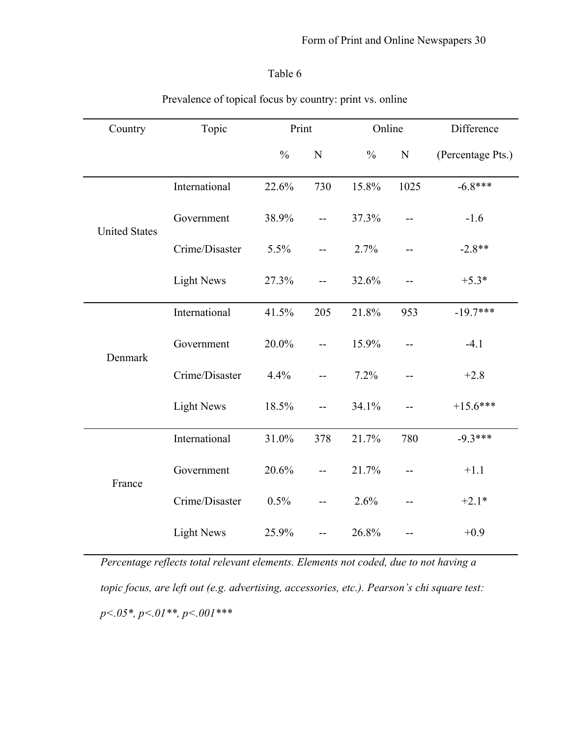Table 6

Prevalence of topical focus by country: print vs. online

| Country | Topic | Print | | Online | | Difference |
|---|---|---|---|---|---|---|
| | | % | N | % | N | (Percentage Pts.) |
| United States | International | 22.6% | 730 | 15.8% | 1025 | -6.8*** |
| | Government | 38.9% | -- | 37.3% | -- | -1.6 |
| | Crime/Disaster | 5.5% | -- | 2.7% | -- | -2.8** |
| | Light News | 27.3% | -- | 32.6% | -- | +5.3* |
| Denmark | International | 41.5% | 205 | 21.8% | 953 | -19.7*** |
| | Government | 20.0% | -- | 15.9% | -- | -4.1 |
| | Crime/Disaster | 4.4% | -- | 7.2% | -- | +2.8 |
| | Light News | 18.5% | -- | 34.1% | -- | +15.6*** |
| France | International | 31.0% | 378 | 21.7% | 780 | -9.3*** |
| | Government | 20.6% | -- | 21.7% | -- | +1.1 |
| | Crime/Disaster | 0.5% | -- | 2.6% | -- | +2.1* |
| | Light News | 25.9% | -- | 26.8% | -- | +0.9 |

*Percentage reflects total relevant elements. Elements not coded, due to not having a topic focus, are left out (e.g. advertising, accessories, etc.). Pearson's chi square test: $p<.05$*, $p<.01$**, $p<.001$****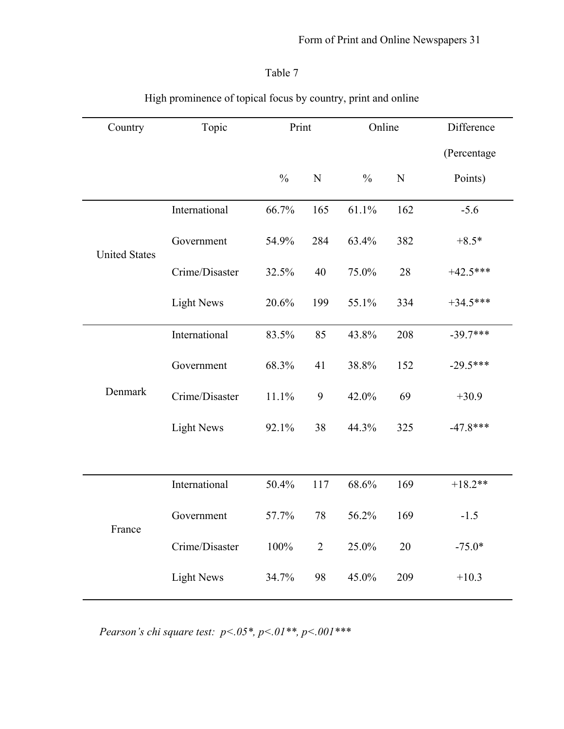Table 7

High prominence of topical focus by country, print and online

| Country | Topic | Print | | Online | | Difference (Percentage Points) |
|---|---|---|---|---|---|---|
| | | % | N | % | N | |
| United States | International | 66.7% | 165 | 61.1% | 162 | -5.6 |
| | Government | 54.9% | 284 | 63.4% | 382 | +8.5* |
| | Crime/Disaster | 32.5% | 40 | 75.0% | 28 | +42.5*** |
| | Light News | 20.6% | 199 | 55.1% | 334 | +34.5*** |
| Denmark | International | 83.5% | 85 | 43.8% | 208 | -39.7*** |
| | Government | 68.3% | 41 | 38.8% | 152 | -29.5*** |
| | Crime/Disaster | 11.1% | 9 | 42.0% | 69 | +30.9 |
| | Light News | 92.1% | 38 | 44.3% | 325 | -47.8*** |
| France | International | 50.4% | 117 | 68.6% | 169 | +18.2** |
| | Government | 57.7% | 78 | 56.2% | 169 | -1.5 |
| | Crime/Disaster | 100% | 2 | 25.0% | 20 | -75.0* |
| | Light News | 34.7% | 98 | 45.0% | 209 | +10.3 |

*Pearson's chi square test: $p<.05$*, $p<.01$**, $p<.001$****